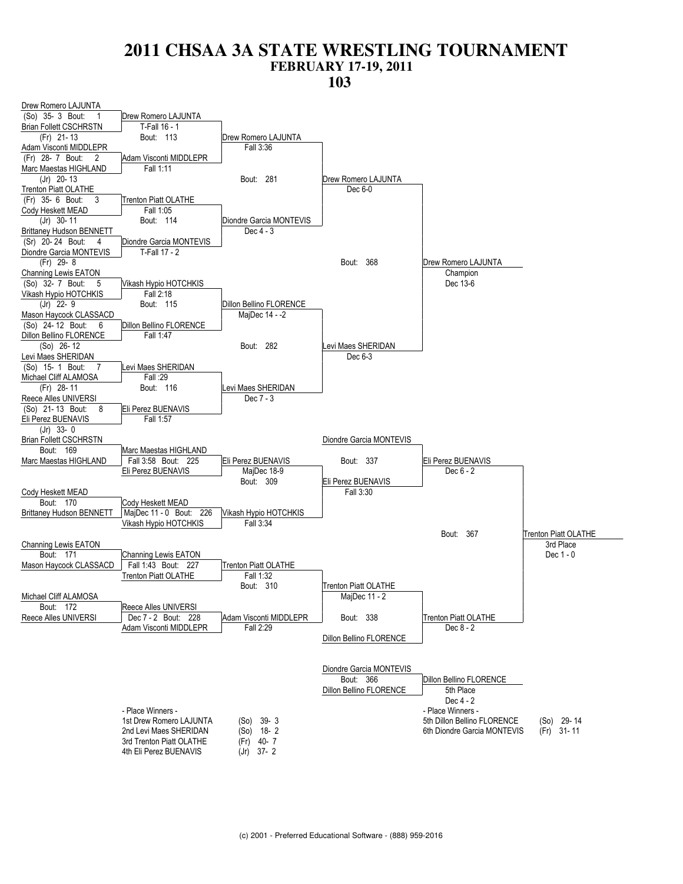# 2011 CHSAA 3A STATE WRESTLING TOURNAMENT

## FEBRUARY 17-19, 2011

## 103

### Championship Bracket

**First Round**

- Bout 1: Drew Romero LAJUNTA (So) 35- 3 vs. Brian Follett CSCHRSTN (Fr) 21- 13 — Drew Romero LAJUNTA, T-Fall 16 - 1
- Bout 2: Adam Visconti MIDDLEPR (Fr) 28- 7 vs. Marc Maestas HIGHLAND (Jr) 20- 13 — Adam Visconti MIDDLEPR, Fall 1:11
- Bout 3: Trenton Piatt OLATHE (Fr) 35- 6 vs. Cody Heskett MEAD (Jr) 30- 11 — Trenton Piatt OLATHE, Fall 1:05
- Bout 4: Brittaney Hudson BENNETT (Sr) 20- 24 vs. Diondre Garcia MONTEVIS (Fr) 29- 8 — Diondre Garcia MONTEVIS, T-Fall 17 - 2
- Bout 5: Channing Lewis EATON (So) 32- 7 vs. Vikash Hypio HOTCHKIS (Jr) 22- 9 — Vikash Hypio HOTCHKIS, Fall 2:18
- Bout 6: Mason Haycock CLASSACD (So) 24- 12 vs. Dillon Bellino FLORENCE (So) 26- 12 — Dillon Bellino FLORENCE, Fall 1:47
- Bout 7: Levi Maes SHERIDAN (So) 15- 1 vs. Michael Cliff ALAMOSA (Fr) 28- 11 — Levi Maes SHERIDAN, Fall :29
- Bout 8: Reece Alles UNIVERSI (So) 21- 13 vs. Eli Perez BUENAVIS (Jr) 33- 0 — Eli Perez BUENAVIS, Fall 1:57

**Quarterfinals**

- Bout 113: Drew Romero LAJUNTA — Fall 3:36
- Bout 114: Diondre Garcia MONTEVIS — Dec 4 - 3
- Bout 115: Dillon Bellino FLORENCE — MajDec 14 - -2
- Bout 116: Levi Maes SHERIDAN — Dec 7 - 3

**Semifinals**

- Bout 281: Drew Romero LAJUNTA — Dec 6-0
- Bout 282: Levi Maes SHERIDAN — Dec 6-3

**Final**

- Bout 368: Drew Romero LAJUNTA — Champion, Dec 13-6

### Consolation Bracket

- Bout 169: Brian Follett CSCHRSTN vs. Marc Maestas HIGHLAND — Marc Maestas HIGHLAND, Fall 3:58
- Bout 170: Cody Heskett MEAD vs. Brittaney Hudson BENNETT — Cody Heskett MEAD, MajDec 11 - 0
- Bout 171: Channing Lewis EATON vs. Mason Haycock CLASSACD — Channing Lewis EATON, Fall 1:43
- Bout 172: Michael Cliff ALAMOSA vs. Reece Alles UNIVERSI — Reece Alles UNIVERSI, Dec 7 - 2
- Bout 225: Marc Maestas HIGHLAND vs. Eli Perez BUENAVIS — Eli Perez BUENAVIS, MajDec 18-9
- Bout 226: Cody Heskett MEAD vs. Vikash Hypio HOTCHKIS — Vikash Hypio HOTCHKIS, Fall 3:34
- Bout 227: Channing Lewis EATON vs. Trenton Piatt OLATHE — Trenton Piatt OLATHE, Fall 1:32
- Bout 228: Reece Alles UNIVERSI vs. Adam Visconti MIDDLEPR — Adam Visconti MIDDLEPR, Fall 2:29
- Bout 309: Eli Perez BUENAVIS vs. Vikash Hypio HOTCHKIS — Eli Perez BUENAVIS, Fall 3:30
- Bout 310: Trenton Piatt OLATHE vs. Adam Visconti MIDDLEPR — Trenton Piatt OLATHE, MajDec 11 - 2
- Bout 337: Diondre Garcia MONTEVIS vs. Eli Perez BUENAVIS — Eli Perez BUENAVIS, Dec 6 - 2
- Bout 338: Trenton Piatt OLATHE vs. Dillon Bellino FLORENCE — Trenton Piatt OLATHE, Dec 8 - 2
- Bout 367: Eli Perez BUENAVIS vs. Trenton Piatt OLATHE — Trenton Piatt OLATHE, 3rd Place, Dec 1 - 0
- Bout 366: Diondre Garcia MONTEVIS vs. Dillon Bellino FLORENCE — Dillon Bellino FLORENCE, 5th Place, Dec 4 - 2

### - Place Winners -

| Place | Name | Record |
|---|---|---|
| 1st | Drew Romero LAJUNTA | (So) 39- 3 |
| 2nd | Levi Maes SHERIDAN | (So) 18- 2 |
| 3rd | Trenton Piatt OLATHE | (Fr) 40- 7 |
| 4th | Eli Perez BUENAVIS | (Jr) 37- 2 |
| 5th | Dillon Bellino FLORENCE | (So) 29- 14 |
| 6th | Diondre Garcia MONTEVIS | (Fr) 31- 11 |

(c) 2001 - Preferred Educational Software - (888) 959-2016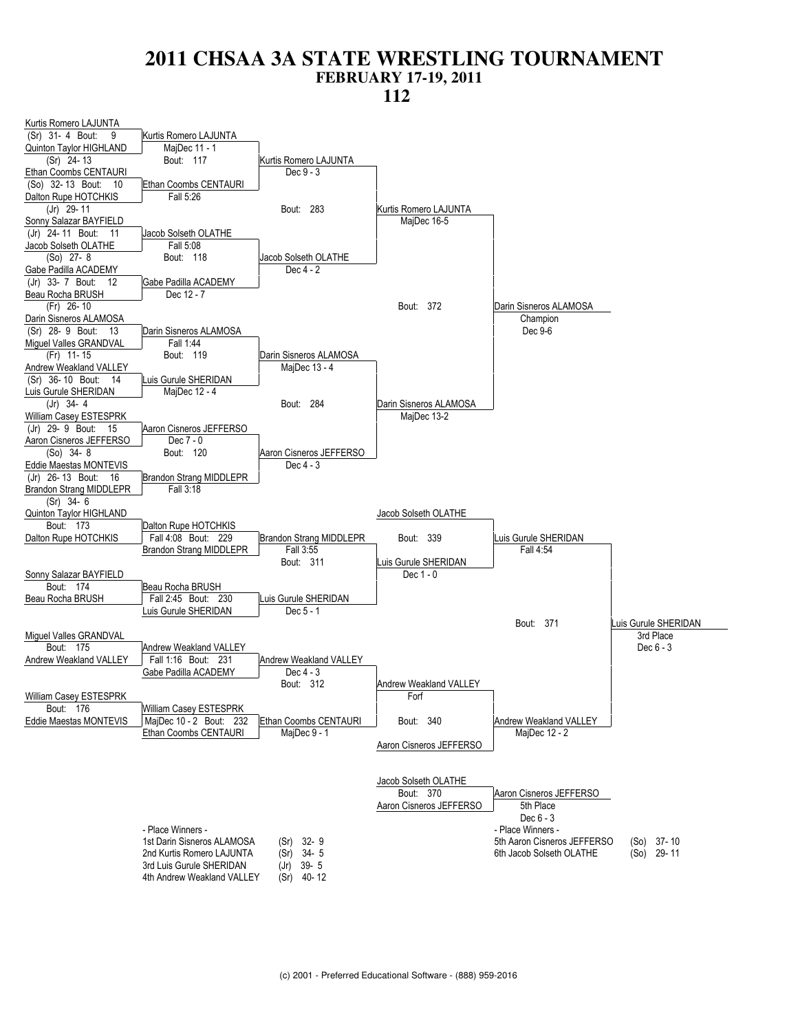# 2011 CHSAA 3A STATE WRESTLING TOURNAMENT

## FEBRUARY 17-19, 2011

## 112

### Championship Bracket

**First Round**

- Bout 9: Kurtis Romero LAJUNTA (Sr) 31-4 vs. Quinton Taylor HIGHLAND (Sr) 24-13 — Winner: Kurtis Romero LAJUNTA, MajDec 11 - 1
- Bout 10: Ethan Coombs CENTAURI (So) 32-13 vs. Dalton Rupe HOTCHKIS (Jr) 29-11 — Winner: Ethan Coombs CENTAURI, Fall 5:26
- Bout 11: Sonny Salazar BAYFIELD (Jr) 24-11 vs. Jacob Solseth OLATHE (So) 27-8 — Winner: Jacob Solseth OLATHE, Fall 5:08
- Bout 12: Gabe Padilla ACADEMY (Jr) 33-7 vs. Beau Rocha BRUSH (Fr) 26-10 — Winner: Gabe Padilla ACADEMY, Dec 12 - 7
- Bout 13: Darin Sisneros ALAMOSA (Sr) 28-9 vs. Miguel Valles GRANDVAL (Fr) 11-15 — Winner: Darin Sisneros ALAMOSA, Fall 1:44
- Bout 14: Andrew Weakland VALLEY (Sr) 36-10 vs. Luis Gurule SHERIDAN (Jr) 34-4 — Winner: Luis Gurule SHERIDAN, MajDec 12 - 4
- Bout 15: William Casey ESTESPRK (Jr) 29-9 vs. Aaron Cisneros JEFFERSO (So) 34-8 — Winner: Aaron Cisneros JEFFERSO, Dec 7 - 0
- Bout 16: Eddie Maestas MONTEVIS (Jr) 26-13 vs. Brandon Strang MIDDLEPR (Sr) 34-6 — Winner: Brandon Strang MIDDLEPR, Fall 3:18

**Quarterfinals**

- Bout 117: Kurtis Romero LAJUNTA vs. Ethan Coombs CENTAURI — Winner: Kurtis Romero LAJUNTA, Dec 9 - 3
- Bout 118: Jacob Solseth OLATHE vs. Gabe Padilla ACADEMY — Winner: Jacob Solseth OLATHE, Dec 4 - 2
- Bout 119: Darin Sisneros ALAMOSA vs. Luis Gurule SHERIDAN — Winner: Darin Sisneros ALAMOSA, MajDec 13 - 4
- Bout 120: Aaron Cisneros JEFFERSO vs. Brandon Strang MIDDLEPR — Winner: Aaron Cisneros JEFFERSO, Dec 4 - 3

**Semifinals**

- Bout 283: Kurtis Romero LAJUNTA vs. Jacob Solseth OLATHE — Winner: Kurtis Romero LAJUNTA, MajDec 16-5
- Bout 284: Darin Sisneros ALAMOSA vs. Aaron Cisneros JEFFERSO — Winner: Darin Sisneros ALAMOSA, MajDec 13-2

**Final**

- Bout 372: Kurtis Romero LAJUNTA vs. Darin Sisneros ALAMOSA — Darin Sisneros ALAMOSA, Champion, Dec 9-6

### Consolation Bracket

- Bout 173: Quinton Taylor HIGHLAND vs. Dalton Rupe HOTCHKIS — Winner: Dalton Rupe HOTCHKIS
- Bout 174: Sonny Salazar BAYFIELD vs. Beau Rocha BRUSH — Winner: Beau Rocha BRUSH
- Bout 175: Miguel Valles GRANDVAL vs. Andrew Weakland VALLEY — Winner: Andrew Weakland VALLEY
- Bout 176: William Casey ESTESPRK vs. Eddie Maestas MONTEVIS — Winner: William Casey ESTESPRK
- Bout 229: Dalton Rupe HOTCHKIS vs. Brandon Strang MIDDLEPR — Winner: Brandon Strang MIDDLEPR, Fall 4:08
- Bout 230: Beau Rocha BRUSH vs. Luis Gurule SHERIDAN — Winner: Luis Gurule SHERIDAN, Fall 2:45
- Bout 231: Andrew Weakland VALLEY vs. Gabe Padilla ACADEMY — Winner: Andrew Weakland VALLEY, Fall 1:16
- Bout 232: William Casey ESTESPRK vs. Ethan Coombs CENTAURI — Winner: Ethan Coombs CENTAURI, MajDec 10 - 2
- Bout 311: Brandon Strang MIDDLEPR vs. Luis Gurule SHERIDAN — Winner: Luis Gurule SHERIDAN, Fall 3:55
- Bout 312: Andrew Weakland VALLEY vs. Ethan Coombs CENTAURI — Winner: Andrew Weakland VALLEY, Dec 4 - 3 / MajDec 9 - 1
- Bout 339: Jacob Solseth OLATHE vs. Luis Gurule SHERIDAN — Winner: Luis Gurule SHERIDAN, Dec 1 - 0
- Bout 340: Andrew Weakland VALLEY vs. Aaron Cisneros JEFFERSO — Winner: Andrew Weakland VALLEY, Forf

**3rd Place**

- Bout 371: Luis Gurule SHERIDAN vs. Andrew Weakland VALLEY — Luis Gurule SHERIDAN, 3rd Place, Dec 6 - 3 (Luis Gurule SHERIDAN Fall 4:54; Andrew Weakland VALLEY MajDec 12 - 2)

**5th Place**

- Bout 370: Jacob Solseth OLATHE vs. Aaron Cisneros JEFFERSO — Aaron Cisneros JEFFERSO, 5th Place, Dec 6 - 3

### - Place Winners -

| Place | Name | Year | Record |
|---|---|---|---|
| 1st | Darin Sisneros ALAMOSA | (Sr) | 32- 9 |
| 2nd | Kurtis Romero LAJUNTA | (Sr) | 34- 5 |
| 3rd | Luis Gurule SHERIDAN | (Jr) | 39- 5 |
| 4th | Andrew Weakland VALLEY | (Sr) | 40- 12 |
| 5th | Aaron Cisneros JEFFERSO | (So) | 37- 10 |
| 6th | Jacob Solseth OLATHE | (So) | 29- 11 |

(c) 2001 - Preferred Educational Software - (888) 959-2016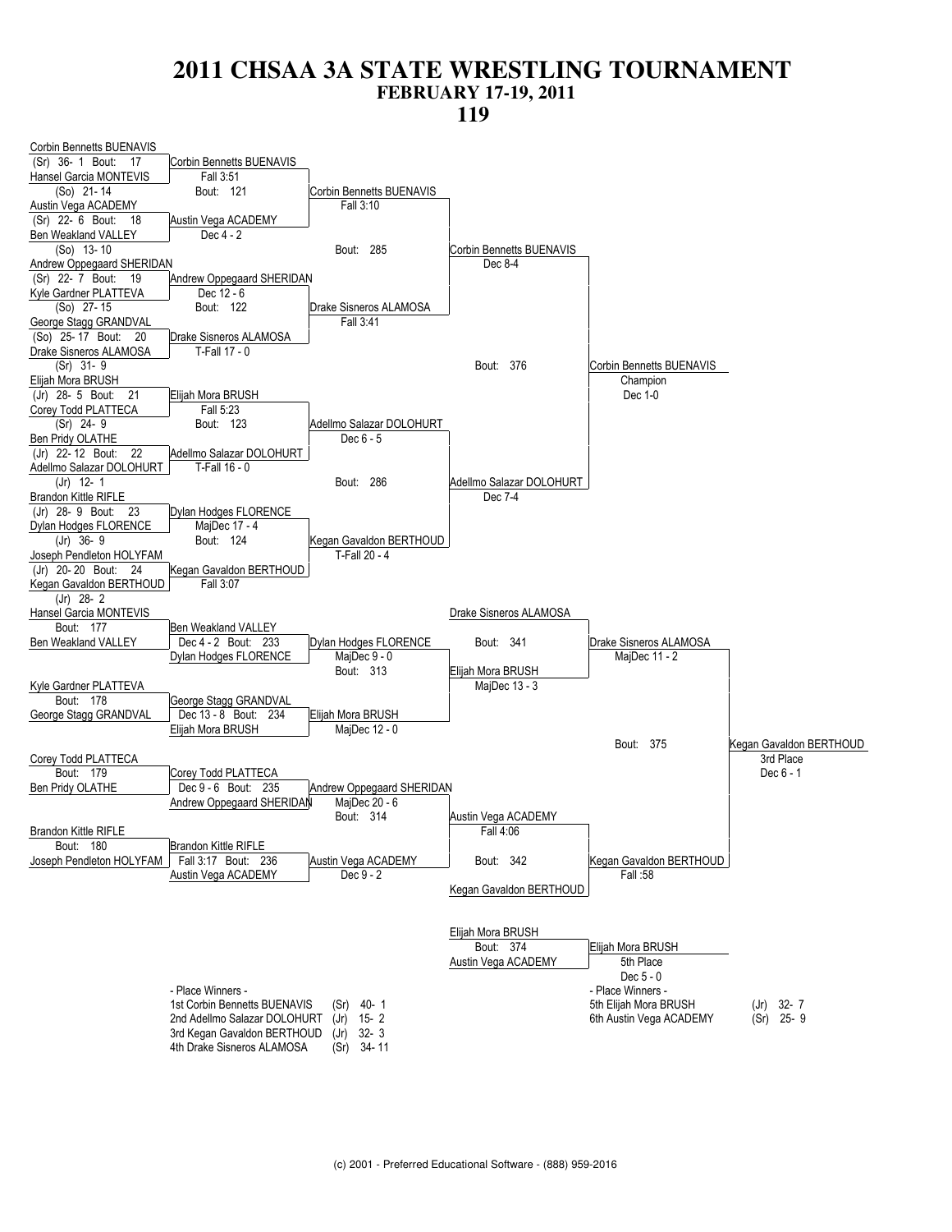# 2011 CHSAA 3A STATE WRESTLING TOURNAMENT

## FEBRUARY 17-19, 2011

## 119

### Championship Bracket

**First Round**

- Bout 17: Corbin Bennetts BUENAVIS (Sr) 36- 1 vs Hansel Garcia MONTEVIS (So) 21- 14 — Corbin Bennetts BUENAVIS, Fall 3:51
- Bout 18: Austin Vega ACADEMY (Sr) 22- 6 vs Ben Weakland VALLEY (So) 13- 10 — Austin Vega ACADEMY, Dec 4 - 2
- Bout 19: Andrew Oppegaard SHERIDAN (Sr) 22- 7 vs Kyle Gardner PLATTEVA (So) 27- 15 — Andrew Oppegaard SHERIDAN, Dec 12 - 6
- Bout 20: George Stagg GRANDVAL (So) 25- 17 vs Drake Sisneros ALAMOSA (Sr) 31- 9 — Drake Sisneros ALAMOSA, T-Fall 17 - 0
- Bout 21: Elijah Mora BRUSH (Jr) 28- 5 vs Corey Todd PLATTECA (Sr) 24- 9 — Elijah Mora BRUSH, Fall 5:23
- Bout 22: Ben Pridy OLATHE (Jr) 22- 12 vs Adellmo Salazar DOLOHURT (Jr) 12- 1 — Adellmo Salazar DOLOHURT, T-Fall 16 - 0
- Bout 23: Brandon Kittle RIFLE (Jr) 28- 9 vs Dylan Hodges FLORENCE (Jr) 36- 9 — Dylan Hodges FLORENCE, MajDec 17 - 4
- Bout 24: Joseph Pendleton HOLYFAM (Jr) 20- 20 vs Kegan Gavaldon BERTHOUD (Jr) 28- 2 — Kegan Gavaldon BERTHOUD, Fall 3:07

**Quarterfinals**

- Bout 121: Corbin Bennetts BUENAVIS — Fall 3:10
- Bout 122: Drake Sisneros ALAMOSA — Fall 3:41
- Bout 123: Adellmo Salazar DOLOHURT — Dec 6 - 5
- Bout 124: Kegan Gavaldon BERTHOUD — T-Fall 20 - 4

**Semifinals**

- Bout 285: Corbin Bennetts BUENAVIS — Dec 8-4
- Bout 286: Adellmo Salazar DOLOHURT — Dec 7-4

**Final**

- Bout 376: Corbin Bennetts BUENAVIS — Champion, Dec 1-0

### Consolation Bracket

- Bout 177: Hansel Garcia MONTEVIS vs Ben Weakland VALLEY — Ben Weakland VALLEY, Dec 4 - 2
- Bout 178: Kyle Gardner PLATTEVA vs George Stagg GRANDVAL — George Stagg GRANDVAL, Dec 13 - 8
- Bout 179: Corey Todd PLATTECA vs Ben Pridy OLATHE — Corey Todd PLATTECA, Dec 9 - 6
- Bout 180: Brandon Kittle RIFLE vs Joseph Pendleton HOLYFAM — Brandon Kittle RIFLE, Fall 3:17
- Bout 233: Ben Weakland VALLEY vs Dylan Hodges FLORENCE — Dylan Hodges FLORENCE, MajDec 9 - 0
- Bout 234: George Stagg GRANDVAL vs Elijah Mora BRUSH — Elijah Mora BRUSH, MajDec 12 - 0
- Bout 235: Corey Todd PLATTECA vs Andrew Oppegaard SHERIDAN — Andrew Oppegaard SHERIDAN, MajDec 20 - 6
- Bout 236: Brandon Kittle RIFLE vs Austin Vega ACADEMY — Austin Vega ACADEMY, Dec 9 - 2
- Bout 313: Dylan Hodges FLORENCE vs Elijah Mora BRUSH — Elijah Mora BRUSH, MajDec 13 - 3
- Bout 314: Andrew Oppegaard SHERIDAN vs Austin Vega ACADEMY — Austin Vega ACADEMY, Fall 4:06
- Bout 341: Drake Sisneros ALAMOSA vs Elijah Mora BRUSH — Drake Sisneros ALAMOSA, MajDec 11 - 2
- Bout 342: Austin Vega ACADEMY vs Kegan Gavaldon BERTHOUD — Kegan Gavaldon BERTHOUD, Fall :58
- Bout 375: Drake Sisneros ALAMOSA vs Kegan Gavaldon BERTHOUD — Kegan Gavaldon BERTHOUD, 3rd Place, Dec 6 - 1
- Bout 374: Elijah Mora BRUSH vs Austin Vega ACADEMY — Elijah Mora BRUSH, 5th Place, Dec 5 - 0

### - Place Winners -

| Place | Name | Year | Record |
|---|---|---|---|
| 1st | Corbin Bennetts BUENAVIS | (Sr) | 40- 1 |
| 2nd | Adellmo Salazar DOLOHURT | (Jr) | 15- 2 |
| 3rd | Kegan Gavaldon BERTHOUD | (Jr) | 32- 3 |
| 4th | Drake Sisneros ALAMOSA | (Sr) | 34- 11 |
| 5th | Elijah Mora BRUSH | (Jr) | 32- 7 |
| 6th | Austin Vega ACADEMY | (Sr) | 25- 9 |

(c) 2001 - Preferred Educational Software - (888) 959-2016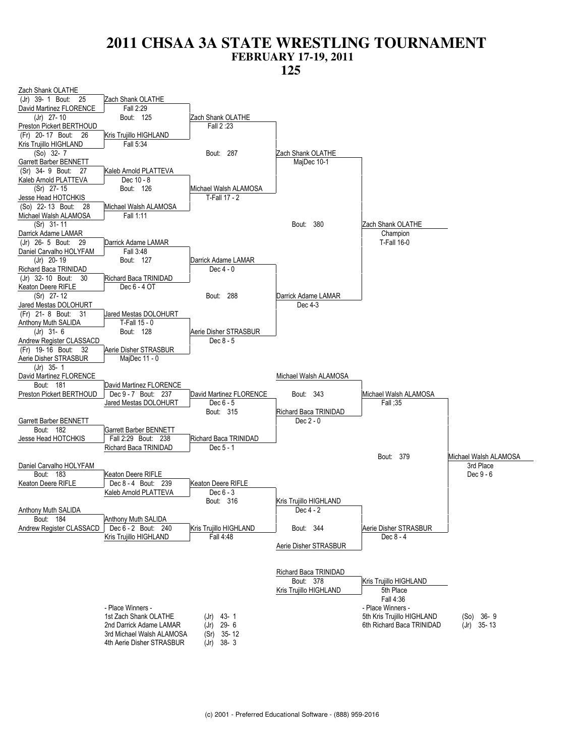# 2011 CHSAA 3A STATE WRESTLING TOURNAMENT
## FEBRUARY 17-19, 2011
## 125

### Championship Bracket

**First Round**

- Zach Shank OLATHE (Jr) 39- 1 vs David Martinez FLORENCE (Jr) 27- 10 — Bout: 25 — Zach Shank OLATHE, Fall 2:29
- Preston Pickert BERTHOUD (Fr) 20- 17 vs Kris Trujillo HIGHLAND (So) 32- 7 — Bout: 26 — Kris Trujillo HIGHLAND, Fall 5:34
- Garrett Barber BENNETT (Sr) 34- 9 vs Kaleb Arnold PLATTEVA (Sr) 27- 15 — Bout: 27 — Kaleb Arnold PLATTEVA, Dec 10 - 8
- Jesse Head HOTCHKIS (So) 22- 13 vs Michael Walsh ALAMOSA (Sr) 31- 11 — Bout: 28 — Michael Walsh ALAMOSA, Fall 1:11
- Darrick Adame LAMAR (Jr) 26- 5 vs Daniel Carvalho HOLYFAM (Jr) 20- 19 — Bout: 29 — Darrick Adame LAMAR, Fall 3:48
- Richard Baca TRINIDAD (Jr) 32- 10 vs Keaton Deere RIFLE (Sr) 27- 12 — Bout: 30 — Richard Baca TRINIDAD, Dec 6 - 4 OT
- Jared Mestas DOLOHURT (Fr) 21- 8 vs Anthony Muth SALIDA (Jr) 31- 6 — Bout: 31 — Jared Mestas DOLOHURT, T-Fall 15 - 0
- Andrew Register CLASSACD (Fr) 19- 16 vs Aerie Disher STRASBUR (Jr) 35- 1 — Bout: 32 — Aerie Disher STRASBUR, MajDec 11 - 0

**Quarterfinals**

- Bout: 125 — Zach Shank OLATHE, Fall 2 :23
- Bout: 126 — Michael Walsh ALAMOSA, T-Fall 17 - 2
- Bout: 127 — Darrick Adame LAMAR, Dec 4 - 0
- Bout: 128 — Aerie Disher STRASBUR, Dec 8 - 5

**Semifinals**

- Bout: 287 — Zach Shank OLATHE, MajDec 10-1
- Bout: 288 — Darrick Adame LAMAR, Dec 4-3

**Final**

- Bout: 380 — Zach Shank OLATHE, Champion, T-Fall 16-0

### Consolation Bracket

- Bout: 181 — David Martinez FLORENCE vs Preston Pickert BERTHOUD
- Bout: 182 — Garrett Barber BENNETT vs Jesse Head HOTCHKIS
- Bout: 183 — Daniel Carvalho HOLYFAM vs Keaton Deere RIFLE
- Bout: 184 — Anthony Muth SALIDA vs Andrew Register CLASSACD
- Bout: 237 — David Martinez FLORENCE (Dec 9 - 7) vs Jared Mestas DOLOHURT
- Bout: 238 — Garrett Barber BENNETT (Fall 2:29) vs Richard Baca TRINIDAD
- Bout: 239 — Keaton Deere RIFLE (Dec 8 - 4) vs Kaleb Arnold PLATTEVA
- Bout: 240 — Anthony Muth SALIDA (Dec 6 - 2) vs Kris Trujillo HIGHLAND
- Bout: 315 — David Martinez FLORENCE, Dec 6 - 5 / Richard Baca TRINIDAD, Dec 5 - 1
- Bout: 316 — Keaton Deere RIFLE, Dec 6 - 3 / Kris Trujillo HIGHLAND, Fall 4:48
- Bout: 343 — Michael Walsh ALAMOSA vs Richard Baca TRINIDAD, Dec 2 - 0
- Bout: 344 — Kris Trujillo HIGHLAND, Dec 4 - 2 vs Aerie Disher STRASBUR
- Michael Walsh ALAMOSA, Fall ;35
- Aerie Disher STRASBUR, Dec 8 - 4
- Bout: 379 — Michael Walsh ALAMOSA, 3rd Place, Dec 9 - 6
- Bout: 378 — Richard Baca TRINIDAD vs Kris Trujillo HIGHLAND — Kris Trujillo HIGHLAND, 5th Place, Fall 4:36

### - Place Winners -

| Place | Wrestler | Year | Record |
|---|---|---|---|
| 1st | Zach Shank OLATHE | (Jr) | 43- 1 |
| 2nd | Darrick Adame LAMAR | (Jr) | 29- 6 |
| 3rd | Michael Walsh ALAMOSA | (Sr) | 35- 12 |
| 4th | Aerie Disher STRASBUR | (Jr) | 38- 3 |
| 5th | Kris Trujillo HIGHLAND | (So) | 36- 9 |
| 6th | Richard Baca TRINIDAD | (Jr) | 35- 13 |

(c) 2001 - Preferred Educational Software - (888) 959-2016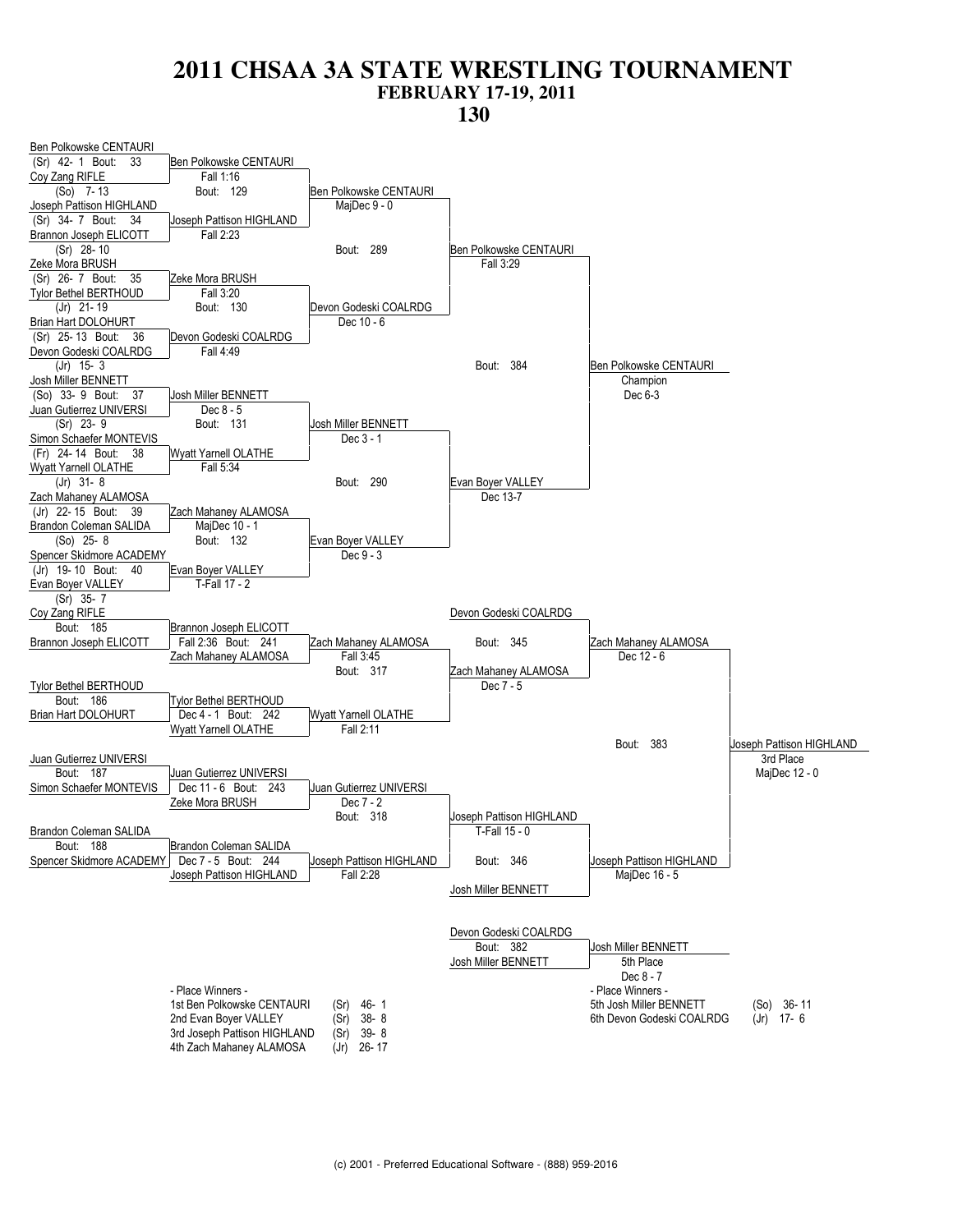# 2011 CHSAA 3A STATE WRESTLING TOURNAMENT

## FEBRUARY 17-19, 2011

## 130

### Championship Bracket

**First Round**

- Bout 33: Ben Polkowske CENTAURI (Sr) 42-1 vs. Coy Zang RIFLE (So) 7-13 — Ben Polkowske CENTAURI, Fall 1:16
- Bout 34: Joseph Pattison HIGHLAND (Sr) 34-7 vs. Brannon Joseph ELICOTT (Sr) 28-10 — Joseph Pattison HIGHLAND, Fall 2:23
- Bout 35: Zeke Mora BRUSH (Sr) 26-7 vs. Tylor Bethel BERTHOUD (Jr) 21-19 — Zeke Mora BRUSH, Fall 3:20
- Bout 36: Brian Hart DOLOHURT (Sr) 25-13 vs. Devon Godeski COALRDG (Jr) 15-3 — Devon Godeski COALRDG, Fall 4:49
- Bout 37: Josh Miller BENNETT (So) 33-9 vs. Juan Gutierrez UNIVERSI (Sr) 23-9 — Josh Miller BENNETT, Dec 8-5
- Bout 38: Simon Schaefer MONTEVIS (Fr) 24-14 vs. Wyatt Yarnell OLATHE (Jr) 31-8 — Wyatt Yarnell OLATHE, Fall 5:34
- Bout 39: Zach Mahaney ALAMOSA (Jr) 22-15 vs. Brandon Coleman SALIDA (So) 25-8 — Zach Mahaney ALAMOSA, MajDec 10-1
- Bout 40: Spencer Skidmore ACADEMY (Jr) 19-10 vs. Evan Boyer VALLEY (Sr) 35-7 — Evan Boyer VALLEY, T-Fall 17-2

**Quarterfinals**

- Bout 129: Ben Polkowske CENTAURI vs. Joseph Pattison HIGHLAND — Ben Polkowske CENTAURI, MajDec 9-0
- Bout 130: Zeke Mora BRUSH vs. Devon Godeski COALRDG — Devon Godeski COALRDG, Dec 10-6
- Bout 131: Josh Miller BENNETT vs. Wyatt Yarnell OLATHE — Josh Miller BENNETT, Dec 3-1
- Bout 132: Zach Mahaney ALAMOSA vs. Evan Boyer VALLEY — Evan Boyer VALLEY, Dec 9-3

**Semifinals**

- Bout 289: Ben Polkowske CENTAURI vs. Devon Godeski COALRDG — Ben Polkowske CENTAURI, Fall 3:29
- Bout 290: Josh Miller BENNETT vs. Evan Boyer VALLEY — Evan Boyer VALLEY, Dec 13-7

**Final**

- Bout 384: Ben Polkowske CENTAURI vs. Evan Boyer VALLEY — Ben Polkowske CENTAURI, Champion, Dec 6-3

### Consolation Bracket

- Bout 185: Coy Zang RIFLE vs. Brannon Joseph ELICOTT — Brannon Joseph ELICOTT, Fall 2:36
- Bout 186: Tylor Bethel BERTHOUD vs. Brian Hart DOLOHURT — Tylor Bethel BERTHOUD, Dec 4-1
- Bout 187: Juan Gutierrez UNIVERSI vs. Simon Schaefer MONTEVIS — Juan Gutierrez UNIVERSI, Dec 11-6
- Bout 188: Brandon Coleman SALIDA vs. Spencer Skidmore ACADEMY — Brandon Coleman SALIDA, Dec 7-5
- Bout 241: Brannon Joseph ELICOTT vs. Zach Mahaney ALAMOSA — Zach Mahaney ALAMOSA, Fall 3:45
- Bout 242: Tylor Bethel BERTHOUD vs. Wyatt Yarnell OLATHE — Wyatt Yarnell OLATHE, Fall 2:11
- Bout 243: Juan Gutierrez UNIVERSI vs. Zeke Mora BRUSH — Juan Gutierrez UNIVERSI, Dec 7-2
- Bout 244: Brandon Coleman SALIDA vs. Joseph Pattison HIGHLAND — Joseph Pattison HIGHLAND, Fall 2:28
- Bout 317: Zach Mahaney ALAMOSA vs. Wyatt Yarnell OLATHE — Zach Mahaney ALAMOSA, Dec 7-5
- Bout 318: Juan Gutierrez UNIVERSI vs. Joseph Pattison HIGHLAND — Joseph Pattison HIGHLAND, T-Fall 15-0
- Bout 345: Devon Godeski COALRDG vs. Zach Mahaney ALAMOSA — Zach Mahaney ALAMOSA, Dec 12-6
- Bout 346: Joseph Pattison HIGHLAND vs. Josh Miller BENNETT — Joseph Pattison HIGHLAND, MajDec 16-5
- Bout 383: Zach Mahaney ALAMOSA vs. Joseph Pattison HIGHLAND — Joseph Pattison HIGHLAND, 3rd Place, MajDec 12-0
- Bout 382: Devon Godeski COALRDG vs. Josh Miller BENNETT — Josh Miller BENNETT, 5th Place, Dec 8-7

### - Place Winners -

| Place | Name | Year | Record |
|---|---|---|---|
| 1st | Ben Polkowske CENTAURI | (Sr) | 46-1 |
| 2nd | Evan Boyer VALLEY | (Sr) | 38-8 |
| 3rd | Joseph Pattison HIGHLAND | (Sr) | 39-8 |
| 4th | Zach Mahaney ALAMOSA | (Jr) | 26-17 |
| 5th | Josh Miller BENNETT | (So) | 36-11 |
| 6th | Devon Godeski COALRDG | (Jr) | 17-6 |

(c) 2001 - Preferred Educational Software - (888) 959-2016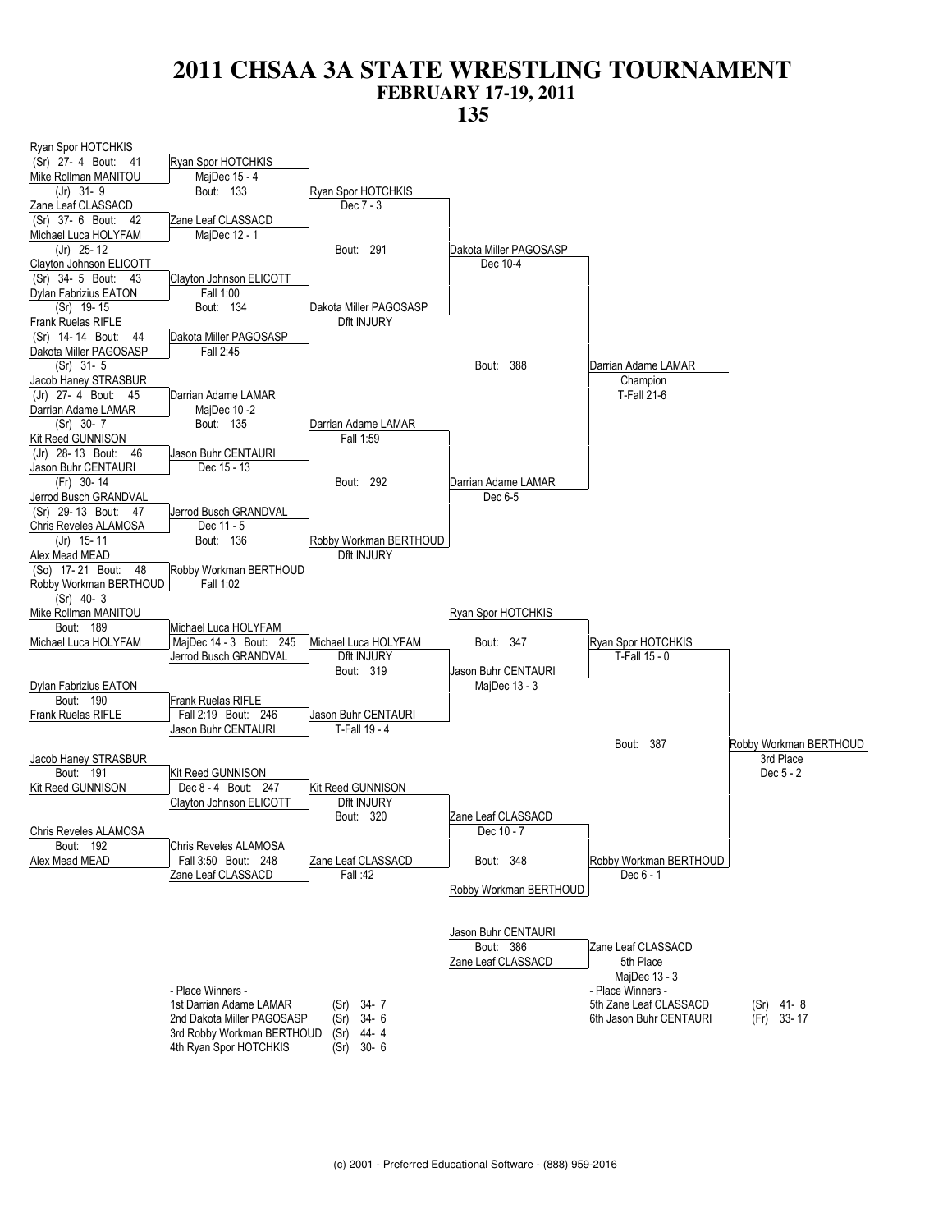# 2011 CHSAA 3A STATE WRESTLING TOURNAMENT

## FEBRUARY 17-19, 2011

## 135

### Championship Bracket

**First Round**

- Bout 41: Ryan Spor HOTCHKIS (Sr) 27-4 vs. Mike Rollman MANITOU (Jr) 31-9 — Ryan Spor HOTCHKIS, MajDec 15 - 4
- Bout 42: Zane Leaf CLASSACD (Sr) 37-6 vs. Michael Luca HOLYFAM (Jr) 25-12 — Zane Leaf CLASSACD, MajDec 12 - 1
- Bout 43: Clayton Johnson ELICOTT (Sr) 34-5 vs. Dylan Fabrizius EATON (Sr) 19-15 — Clayton Johnson ELICOTT, Fall 1:00
- Bout 44: Frank Ruelas RIFLE (Sr) 14-14 vs. Dakota Miller PAGOSASP (Sr) 31-5 — Dakota Miller PAGOSASP, Fall 2:45
- Bout 45: Jacob Haney STRASBUR (Jr) 27-4 vs. Darrian Adame LAMAR (Sr) 30-7 — Darrian Adame LAMAR, MajDec 10 -2
- Bout 46: Kit Reed GUNNISON (Jr) 28-13 vs. Jason Buhr CENTAURI (Fr) 30-14 — Jason Buhr CENTAURI, Dec 15 - 13
- Bout 47: Jerrod Busch GRANDVAL (Sr) 29-13 vs. Chris Reveles ALAMOSA (Jr) 15-11 — Jerrod Busch GRANDVAL, Dec 11 - 5
- Bout 48: Alex Mead MEAD (So) 17-21 vs. Robby Workman BERTHOUD (Sr) 40-3 — Robby Workman BERTHOUD, Fall 1:02

**Quarterfinals**

- Bout 133: Ryan Spor HOTCHKIS def. Zane Leaf CLASSACD, Dec 7 - 3
- Bout 134: Dakota Miller PAGOSASP def. Clayton Johnson ELICOTT, Dflt INJURY
- Bout 135: Darrian Adame LAMAR def. Jason Buhr CENTAURI, Fall 1:59
- Bout 136: Robby Workman BERTHOUD def. Jerrod Busch GRANDVAL, Dflt INJURY

**Semifinals**

- Bout 291: Dakota Miller PAGOSASP def. Ryan Spor HOTCHKIS, Dec 10-4
- Bout 292: Darrian Adame LAMAR def. Robby Workman BERTHOUD, Dec 6-5

**Final**

- Bout 388: Darrian Adame LAMAR — Champion, T-Fall 21-6

### Consolation Bracket

- Bout 189: Mike Rollman MANITOU vs. Michael Luca HOLYFAM — Michael Luca HOLYFAM
- Bout 190: Dylan Fabrizius EATON vs. Frank Ruelas RIFLE — Frank Ruelas RIFLE
- Bout 191: Jacob Haney STRASBUR vs. Kit Reed GUNNISON — Kit Reed GUNNISON
- Bout 192: Chris Reveles ALAMOSA vs. Alex Mead MEAD — Chris Reveles ALAMOSA
- Bout 245: Michael Luca HOLYFAM def. Jerrod Busch GRANDVAL, MajDec 14 - 3
- Bout 246: Jason Buhr CENTAURI def. Frank Ruelas RIFLE, Fall 2:19
- Bout 247: Kit Reed GUNNISON def. Clayton Johnson ELICOTT, Dec 8 - 4
- Bout 248: Zane Leaf CLASSACD def. Chris Reveles ALAMOSA, Fall 3:50
- Bout 319: Jason Buhr CENTAURI def. Michael Luca HOLYFAM, Dflt INJURY
- Bout 320: Zane Leaf CLASSACD def. Kit Reed GUNNISON, Dflt INJURY
- Bout 347: Ryan Spor HOTCHKIS def. Jason Buhr CENTAURI, MajDec 13 - 3
- Bout 348: Robby Workman BERTHOUD def. Zane Leaf CLASSACD, Dec 10 - 7
- Bout 387: Robby Workman BERTHOUD def. Ryan Spor HOTCHKIS, Dec 5 - 2 — 3rd Place (previous round result listed: Ryan Spor HOTCHKIS T-Fall 15 - 0; Robby Workman BERTHOUD Dec 6 - 1)
- Bout 386: Zane Leaf CLASSACD def. Jason Buhr CENTAURI, MajDec 13 - 3 — 5th Place

### - Place Winners -

| Place | Wrestler | Class | Record |
|---|---|---|---|
| 1st | Darrian Adame LAMAR | (Sr) | 34- 7 |
| 2nd | Dakota Miller PAGOSASP | (Sr) | 34- 6 |
| 3rd | Robby Workman BERTHOUD | (Sr) | 44- 4 |
| 4th | Ryan Spor HOTCHKIS | (Sr) | 30- 6 |
| 5th | Zane Leaf CLASSACD | (Sr) | 41- 8 |
| 6th | Jason Buhr CENTAURI | (Fr) | 33- 17 |

(c) 2001 - Preferred Educational Software - (888) 959-2016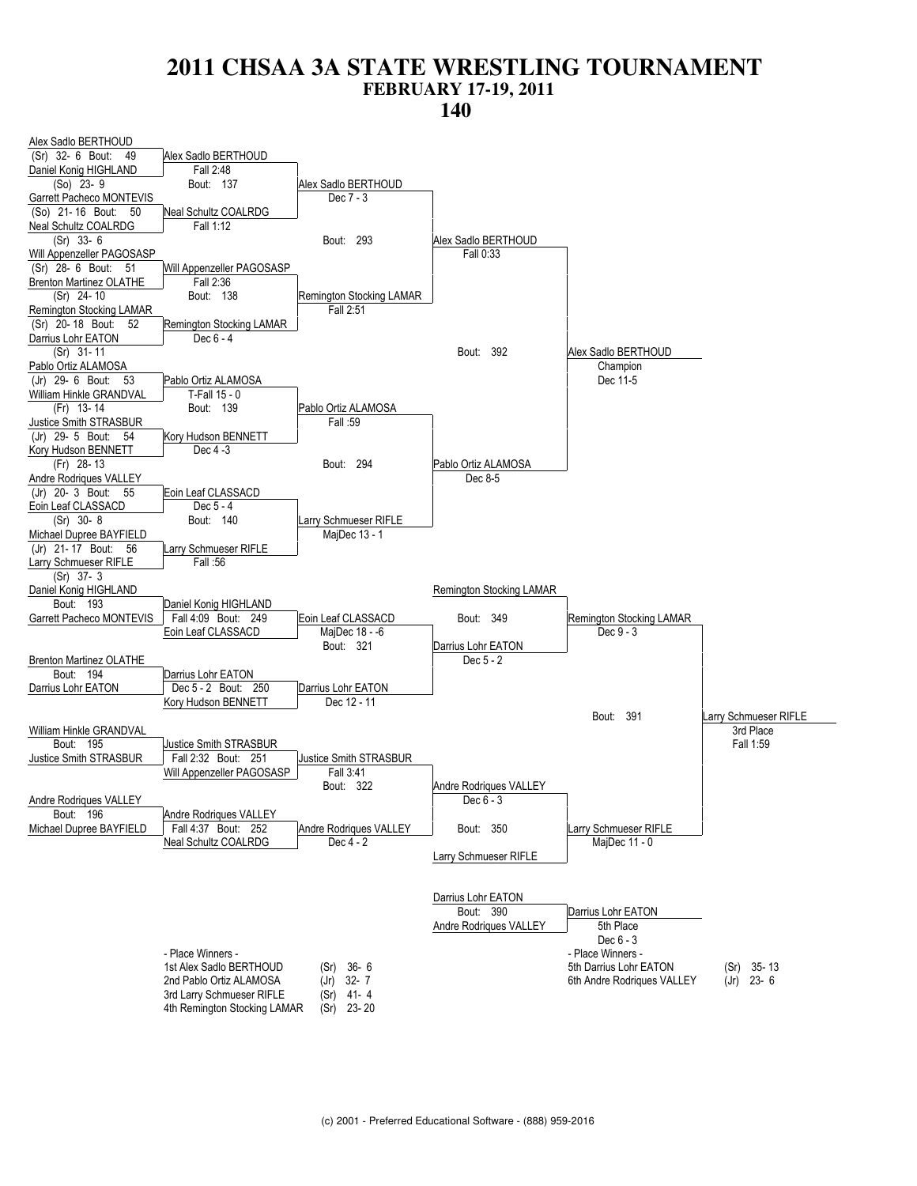# 2011 CHSAA 3A STATE WRESTLING TOURNAMENT

## FEBRUARY 17-19, 2011

## 140

### Championship Bracket

**First Round**

- Bout 49: Alex Sadlo BERTHOUD (Sr) 32- 6 vs. Daniel Konig HIGHLAND (So) 23- 9 — Alex Sadlo BERTHOUD, Fall 2:48
- Bout 50: Garrett Pacheco MONTEVIS (So) 21- 16 vs. Neal Schultz COALRDG (Sr) 33- 6 — Neal Schultz COALRDG, Fall 1:12
- Bout 51: Will Appenzeller PAGOSASP (Sr) 28- 6 vs. Brenton Martinez OLATHE (Sr) 24- 10 — Will Appenzeller PAGOSASP, Fall 2:36
- Bout 52: Remington Stocking LAMAR (Sr) 20- 18 vs. Darrius Lohr EATON (Sr) 31- 11 — Remington Stocking LAMAR, Dec 6 - 4
- Bout 53: Pablo Ortiz ALAMOSA (Jr) 29- 6 vs. William Hinkle GRANDVAL (Fr) 13- 14 — Pablo Ortiz ALAMOSA, T-Fall 15 - 0
- Bout 54: Justice Smith STRASBUR (Jr) 29- 5 vs. Kory Hudson BENNETT (Fr) 28- 13 — Kory Hudson BENNETT, Dec 4 -3
- Bout 55: Andre Rodriques VALLEY (Jr) 20- 3 vs. Eoin Leaf CLASSACD (Sr) 30- 8 — Eoin Leaf CLASSACD, Dec 5 - 4
- Bout 56: Michael Dupree BAYFIELD (Jr) 21- 17 vs. Larry Schmueser RIFLE (Sr) 37- 3 — Larry Schmueser RIFLE, Fall :56

**Quarterfinals**

- Bout 137: Alex Sadlo BERTHOUD vs. Neal Schultz COALRDG — Alex Sadlo BERTHOUD, Dec 7 - 3
- Bout 138: Will Appenzeller PAGOSASP vs. Remington Stocking LAMAR — Remington Stocking LAMAR, Fall 2:51
- Bout 139: Pablo Ortiz ALAMOSA vs. Kory Hudson BENNETT — Pablo Ortiz ALAMOSA, Fall :59
- Bout 140: Eoin Leaf CLASSACD vs. Larry Schmueser RIFLE — Larry Schmueser RIFLE, MajDec 13 - 1

**Semifinals**

- Bout 293: Alex Sadlo BERTHOUD vs. Remington Stocking LAMAR — Alex Sadlo BERTHOUD, Fall 0:33
- Bout 294: Pablo Ortiz ALAMOSA vs. Larry Schmueser RIFLE — Pablo Ortiz ALAMOSA, Dec 8-5

**Final**

- Bout 392: Alex Sadlo BERTHOUD vs. Pablo Ortiz ALAMOSA — Alex Sadlo BERTHOUD, Champion, Dec 11-5

### Consolation Bracket

- Bout 193: Daniel Konig HIGHLAND vs. Garrett Pacheco MONTEVIS — Daniel Konig HIGHLAND, Fall 4:09
- Bout 194: Brenton Martinez OLATHE vs. Darrius Lohr EATON — Darrius Lohr EATON, Dec 5 - 2
- Bout 195: William Hinkle GRANDVAL vs. Justice Smith STRASBUR — Justice Smith STRASBUR, Fall 2:32
- Bout 196: Andre Rodriques VALLEY vs. Michael Dupree BAYFIELD — Andre Rodriques VALLEY, Fall 4:37
- Bout 249: Daniel Konig HIGHLAND vs. Eoin Leaf CLASSACD — Eoin Leaf CLASSACD, MajDec 18 - -6
- Bout 250: Darrius Lohr EATON vs. Kory Hudson BENNETT — Darrius Lohr EATON, Dec 12 - 11
- Bout 251: Justice Smith STRASBUR vs. Will Appenzeller PAGOSASP — Justice Smith STRASBUR, Fall 3:41
- Bout 252: Andre Rodriques VALLEY vs. Neal Schultz COALRDG — Andre Rodriques VALLEY, Dec 4 - 2
- Bout 321: Eoin Leaf CLASSACD vs. Darrius Lohr EATON — Darrius Lohr EATON, Dec 5 - 2
- Bout 322: Justice Smith STRASBUR vs. Andre Rodriques VALLEY — Andre Rodriques VALLEY, Dec 6 - 3
- Bout 349: Remington Stocking LAMAR vs. Darrius Lohr EATON — Remington Stocking LAMAR, Dec 9 - 3
- Bout 350: Andre Rodriques VALLEY vs. Larry Schmueser RIFLE — Larry Schmueser RIFLE, MajDec 11 - 0
- Bout 391: Remington Stocking LAMAR vs. Larry Schmueser RIFLE — Larry Schmueser RIFLE, 3rd Place, Fall 1:59
- Bout 390: Darrius Lohr EATON vs. Andre Rodriques VALLEY — Darrius Lohr EATON, 5th Place, Dec 6 - 3

### - Place Winners -

| Place | Wrestler | Class | Record |
|---|---|---|---|
| 1st | Alex Sadlo BERTHOUD | (Sr) | 36- 6 |
| 2nd | Pablo Ortiz ALAMOSA | (Jr) | 32- 7 |
| 3rd | Larry Schmueser RIFLE | (Sr) | 41- 4 |
| 4th | Remington Stocking LAMAR | (Sr) | 23- 20 |
| 5th | Darrius Lohr EATON | (Sr) | 35- 13 |
| 6th | Andre Rodriques VALLEY | (Jr) | 23- 6 |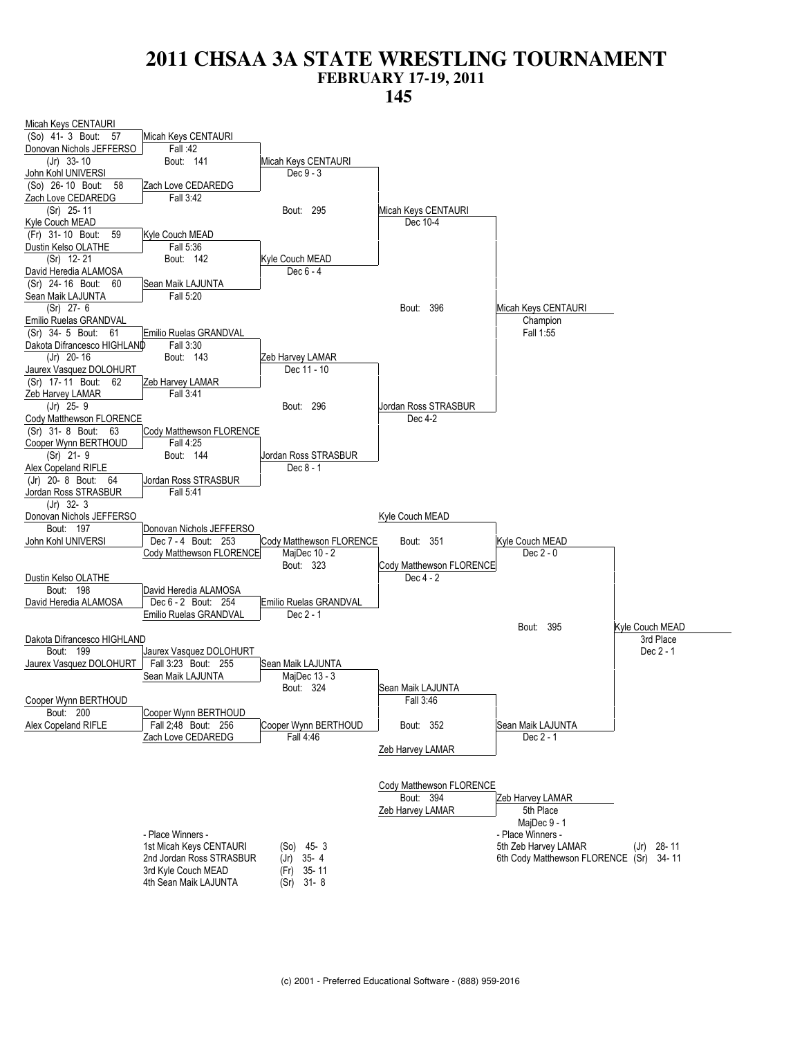# 2011 CHSAA 3A STATE WRESTLING TOURNAMENT
## FEBRUARY 17-19, 2011
## 145

### Championship Bracket

**First Round**

- Bout 57: Micah Keys CENTAURI (So) 41- 3 vs. Donovan Nichols JEFFERSO (Jr) 33- 10 — Micah Keys CENTAURI, Fall :42
- Bout 58: John Kohl UNIVERSI (So) 26- 10 vs. Zach Love CEDAREDG (Sr) 25- 11 — Zach Love CEDAREDG, Fall 3:42
- Bout 59: Kyle Couch MEAD (Fr) 31- 10 vs. Dustin Kelso OLATHE (Sr) 12- 21 — Kyle Couch MEAD, Fall 5:36
- Bout 60: David Heredia ALAMOSA (Sr) 24- 16 vs. Sean Maik LAJUNTA (Sr) 27- 6 — Sean Maik LAJUNTA, Fall 5:20
- Bout 61: Emilio Ruelas GRANDVAL (Sr) 34- 5 vs. Dakota Difrancesco HIGHLAND (Jr) 20- 16 — Emilio Ruelas GRANDVAL, Fall 3:30
- Bout 62: Jaurex Vasquez DOLOHURT (Sr) 17- 11 vs. Zeb Harvey LAMAR (Jr) 25- 9 — Zeb Harvey LAMAR, Fall 3:41
- Bout 63: Cody Matthewson FLORENCE (Sr) 31- 8 vs. Cooper Wynn BERTHOUD (Sr) 21- 9 — Cody Matthewson FLORENCE, Fall 4:25
- Bout 64: Alex Copeland RIFLE (Jr) 20- 8 vs. Jordan Ross STRASBUR (Jr) 32- 3 — Jordan Ross STRASBUR, Fall 5:41

**Quarterfinals**

- Bout 141: Micah Keys CENTAURI vs. Zach Love CEDAREDG — Micah Keys CENTAURI, Dec 9 - 3
- Bout 142: Kyle Couch MEAD vs. Sean Maik LAJUNTA — Kyle Couch MEAD, Dec 6 - 4
- Bout 143: Emilio Ruelas GRANDVAL vs. Zeb Harvey LAMAR — Zeb Harvey LAMAR, Dec 11 - 10
- Bout 144: Cody Matthewson FLORENCE vs. Jordan Ross STRASBUR — Jordan Ross STRASBUR, Dec 8 - 1

**Semifinals**

- Bout 295: Micah Keys CENTAURI vs. Kyle Couch MEAD — Micah Keys CENTAURI, Dec 10-4
- Bout 296: Zeb Harvey LAMAR vs. Jordan Ross STRASBUR — Jordan Ross STRASBUR, Dec 4-2

**Final**

- Bout 396: Micah Keys CENTAURI vs. Jordan Ross STRASBUR — Micah Keys CENTAURI, Champion, Fall 1:55

### Consolation Bracket

- Bout 197: Donovan Nichols JEFFERSO vs. John Kohl UNIVERSI — Donovan Nichols JEFFERSO
- Bout 198: Dustin Kelso OLATHE vs. David Heredia ALAMOSA — David Heredia ALAMOSA
- Bout 199: Dakota Difrancesco HIGHLAND vs. Jaurex Vasquez DOLOHURT — Jaurex Vasquez DOLOHURT
- Bout 200: Cooper Wynn BERTHOUD vs. Alex Copeland RIFLE — Cooper Wynn BERTHOUD
- Bout 253: Donovan Nichols JEFFERSO vs. Cody Matthewson FLORENCE — Cody Matthewson FLORENCE, Dec 7 - 4
- Bout 254: David Heredia ALAMOSA vs. Emilio Ruelas GRANDVAL — Emilio Ruelas GRANDVAL, Dec 6 - 2
- Bout 255: Jaurex Vasquez DOLOHURT vs. Sean Maik LAJUNTA — Sean Maik LAJUNTA, Fall 3:23
- Bout 256: Cooper Wynn BERTHOUD vs. Zach Love CEDAREDG — Cooper Wynn BERTHOUD, Fall 2;48
- Bout 323: Cody Matthewson FLORENCE vs. Emilio Ruelas GRANDVAL — Cody Matthewson FLORENCE, MajDec 10 - 2
- Bout 324: Sean Maik LAJUNTA vs. Cooper Wynn BERTHOUD — Sean Maik LAJUNTA, MajDec 13 - 3
- Bout 351: Kyle Couch MEAD vs. Cody Matthewson FLORENCE — Kyle Couch MEAD, Dec 4 - 2
- Bout 352: Sean Maik LAJUNTA vs. Zeb Harvey LAMAR — Sean Maik LAJUNTA, Fall 3:46
- Bout 395 (3rd Place): Kyle Couch MEAD vs. Sean Maik LAJUNTA — Kyle Couch MEAD, 3rd Place, Dec 2 - 1
- Bout 394 (5th Place): Cody Matthewson FLORENCE vs. Zeb Harvey LAMAR — Zeb Harvey LAMAR, 5th Place, MajDec 9 - 1

Additional results shown on bracket: Kyle Couch MEAD, Dec 2 - 0; Emilio Ruelas GRANDVAL, Dec 2 - 1; Cooper Wynn BERTHOUD, Fall 4:46; Sean Maik LAJUNTA, Dec 2 - 1.

### - Place Winners -

| Place | Name | Year | Record |
|---|---|---|---|
| 1st | Micah Keys CENTAURI | (So) | 45- 3 |
| 2nd | Jordan Ross STRASBUR | (Jr) | 35- 4 |
| 3rd | Kyle Couch MEAD | (Fr) | 35- 11 |
| 4th | Sean Maik LAJUNTA | (Sr) | 31- 8 |
| 5th | Zeb Harvey LAMAR | (Jr) | 28- 11 |
| 6th | Cody Matthewson FLORENCE | (Sr) | 34- 11 |

(c) 2001 - Preferred Educational Software - (888) 959-2016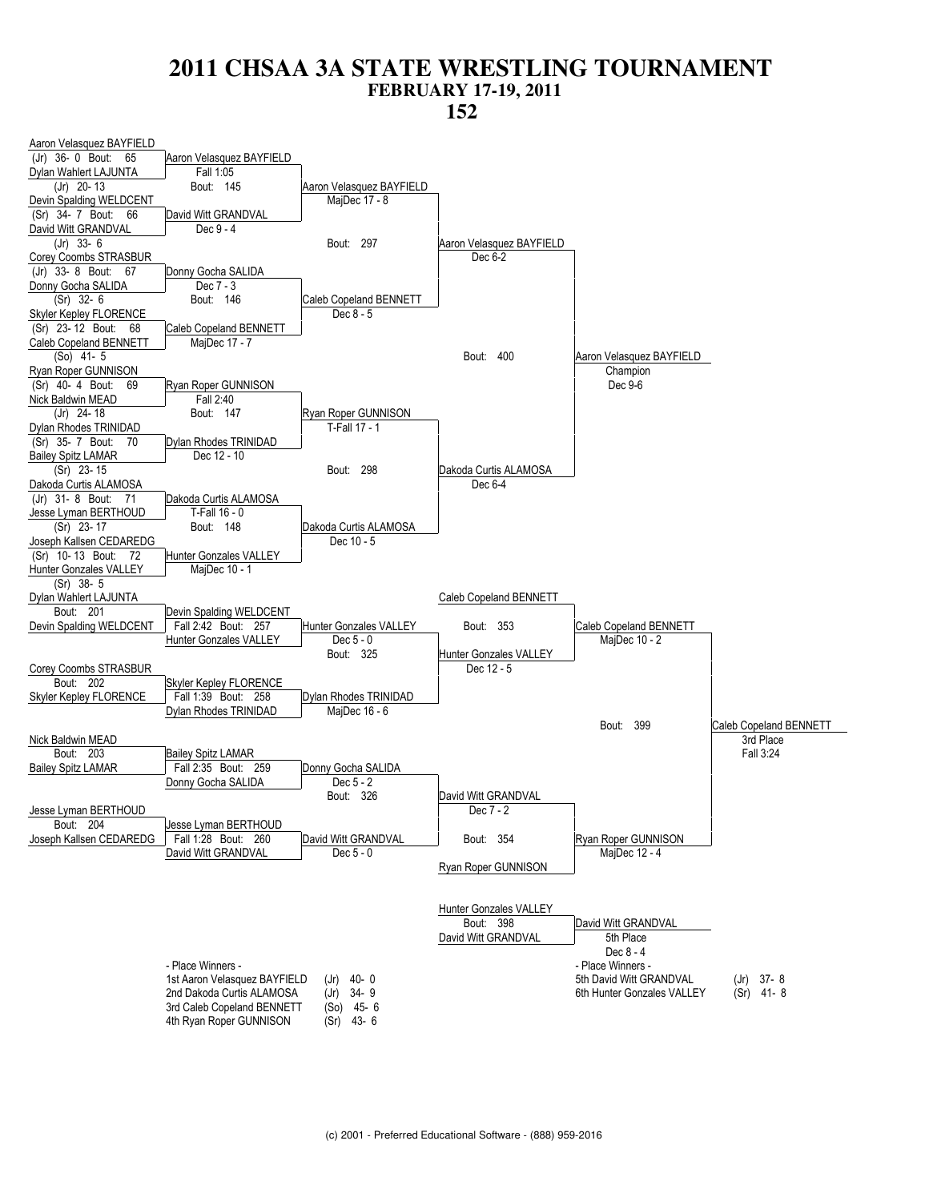# 2011 CHSAA 3A STATE WRESTLING TOURNAMENT
## FEBRUARY 17-19, 2011
## 152

### Championship Bracket

**First Round**

- Bout 65: Aaron Velasquez BAYFIELD (Jr) 36- 0 vs. Dylan Wahlert LAJUNTA (Jr) 20- 13 — Aaron Velasquez BAYFIELD, Fall 1:05
- Bout 66: Devin Spalding WELDCENT (Sr) 34- 7 vs. David Witt GRANDVAL (Jr) 33- 6 — David Witt GRANDVAL, Dec 9 - 4
- Bout 67: Corey Coombs STRASBUR (Jr) 33- 8 vs. Donny Gocha SALIDA (Sr) 32- 6 — Donny Gocha SALIDA, Dec 7 - 3
- Bout 68: Skyler Kepley FLORENCE (Sr) 23- 12 vs. Caleb Copeland BENNETT (So) 41- 5 — Caleb Copeland BENNETT, MajDec 17 - 7
- Bout 69: Ryan Roper GUNNISON (Sr) 40- 4 vs. Nick Baldwin MEAD (Jr) 24- 18 — Ryan Roper GUNNISON, Fall 2:40
- Bout 70: Dylan Rhodes TRINIDAD (Sr) 35- 7 vs. Bailey Spitz LAMAR (Sr) 23- 15 — Dylan Rhodes TRINIDAD, Dec 12 - 10
- Bout 71: Dakoda Curtis ALAMOSA (Jr) 31- 8 vs. Jesse Lyman BERTHOUD (Sr) 23- 17 — Dakoda Curtis ALAMOSA, T-Fall 16 - 0
- Bout 72: Joseph Kallsen CEDAREDG (Sr) 10- 13 vs. Hunter Gonzales VALLEY (Sr) 38- 5 — Hunter Gonzales VALLEY, MajDec 10 - 1

**Quarterfinals**

- Bout 145: Aaron Velasquez BAYFIELD vs. David Witt GRANDVAL — Aaron Velasquez BAYFIELD, MajDec 17 - 8
- Bout 146: Donny Gocha SALIDA vs. Caleb Copeland BENNETT — Caleb Copeland BENNETT, Dec 8 - 5
- Bout 147: Ryan Roper GUNNISON vs. Dylan Rhodes TRINIDAD — Ryan Roper GUNNISON, T-Fall 17 - 1
- Bout 148: Dakoda Curtis ALAMOSA vs. Hunter Gonzales VALLEY — Dakoda Curtis ALAMOSA, Dec 10 - 5

**Semifinals**

- Bout 297: Aaron Velasquez BAYFIELD vs. Caleb Copeland BENNETT — Aaron Velasquez BAYFIELD, Dec 6-2
- Bout 298: Ryan Roper GUNNISON vs. Dakoda Curtis ALAMOSA — Dakoda Curtis ALAMOSA, Dec 6-4

**Final**

- Bout 400: Aaron Velasquez BAYFIELD vs. Dakoda Curtis ALAMOSA — Aaron Velasquez BAYFIELD, Champion, Dec 9-6

### Consolation Bracket

- Bout 201: Dylan Wahlert LAJUNTA vs. Devin Spalding WELDCENT — Devin Spalding WELDCENT
- Bout 202: Corey Coombs STRASBUR vs. Skyler Kepley FLORENCE — Skyler Kepley FLORENCE
- Bout 203: Nick Baldwin MEAD vs. Bailey Spitz LAMAR — Bailey Spitz LAMAR
- Bout 204: Jesse Lyman BERTHOUD vs. Joseph Kallsen CEDAREDG — Jesse Lyman BERTHOUD
- Bout 257: Devin Spalding WELDCENT vs. Hunter Gonzales VALLEY — Fall 2:42
- Bout 258: Skyler Kepley FLORENCE vs. Dylan Rhodes TRINIDAD — Fall 1:39
- Bout 259: Bailey Spitz LAMAR vs. Donny Gocha SALIDA — Fall 2:35
- Bout 260: Jesse Lyman BERTHOUD vs. David Witt GRANDVAL — Fall 1:28
- Bout 325: Hunter Gonzales VALLEY vs. Dylan Rhodes TRINIDAD — Hunter Gonzales VALLEY, Dec 5 - 0 / Dylan Rhodes TRINIDAD, MajDec 16 - 6
- Bout 326: Donny Gocha SALIDA vs. David Witt GRANDVAL — Donny Gocha SALIDA, Dec 5 - 2 / David Witt GRANDVAL, Dec 5 - 0
- Bout 353: Caleb Copeland BENNETT vs. Hunter Gonzales VALLEY — Caleb Copeland BENNETT; Hunter Gonzales VALLEY, Dec 12 - 5
- Bout 354: David Witt GRANDVAL vs. Ryan Roper GUNNISON — David Witt GRANDVAL, Dec 7 - 2; Ryan Roper GUNNISON
- Bout 399: Caleb Copeland BENNETT (MajDec 10 - 2) vs. Ryan Roper GUNNISON (MajDec 12 - 4) — Caleb Copeland BENNETT, 3rd Place, Fall 3:24
- Bout 398: Hunter Gonzales VALLEY vs. David Witt GRANDVAL — David Witt GRANDVAL, 5th Place, Dec 8 - 4

### - Place Winners -

| Place | Name | Year | Record |
|---|---|---|---|
| 1st | Aaron Velasquez BAYFIELD | (Jr) | 40- 0 |
| 2nd | Dakoda Curtis ALAMOSA | (Jr) | 34- 9 |
| 3rd | Caleb Copeland BENNETT | (So) | 45- 6 |
| 4th | Ryan Roper GUNNISON | (Sr) | 43- 6 |
| 5th | David Witt GRANDVAL | (Jr) | 37- 8 |
| 6th | Hunter Gonzales VALLEY | (Sr) | 41- 8 |

(c) 2001 - Preferred Educational Software - (888) 959-2016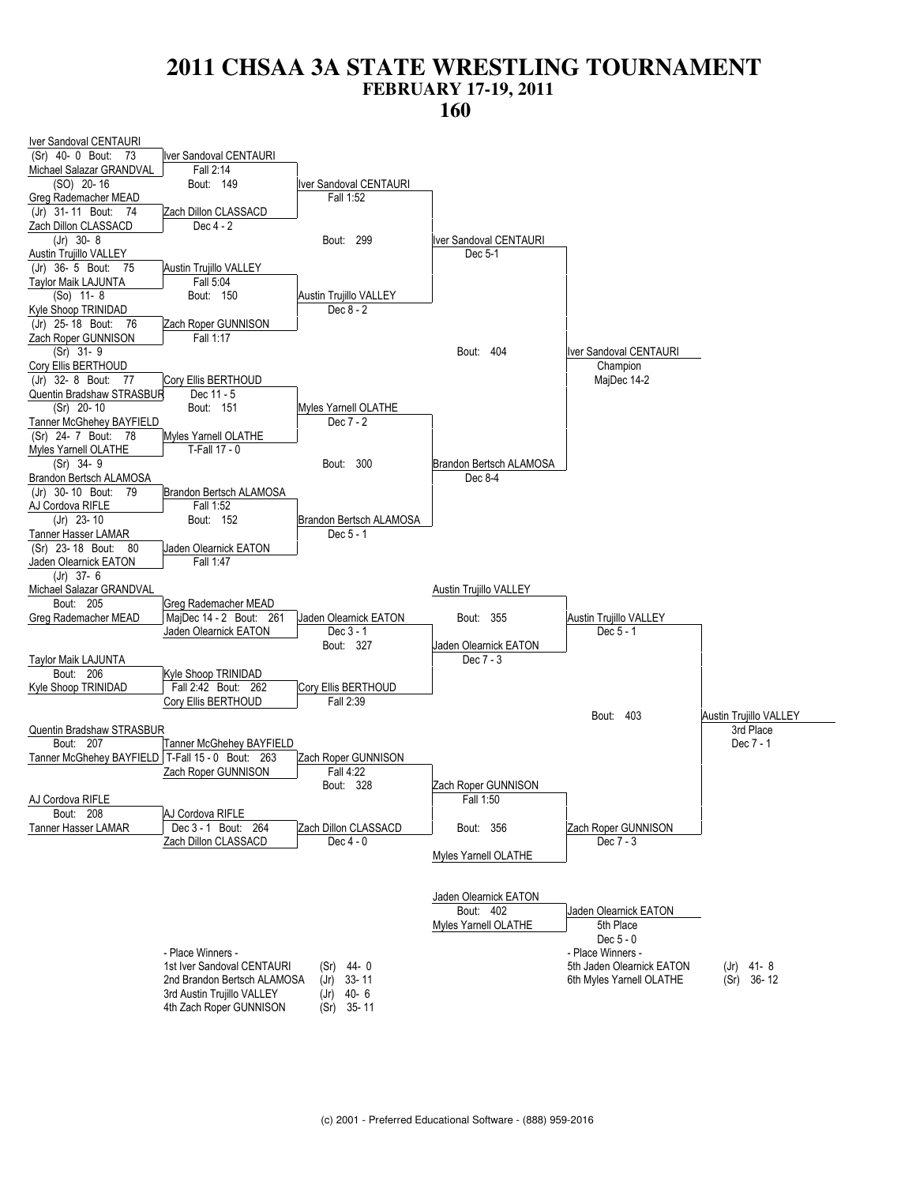# 2011 CHSAA 3A STATE WRESTLING TOURNAMENT

## FEBRUARY 17-19, 2011

## 160

### Championship Bracket

**First Round**

| Bout | Wrestler 1 | Wrestler 2 | Winner | Result |
|---|---|---|---|---|
| 73 | Iver Sandoval CENTAURI (Sr) 40- 0 | Michael Salazar GRANDVAL (SO) 20- 16 | Iver Sandoval CENTAURI | Fall 2:14 |
| 74 | Greg Rademacher MEAD (Jr) 31- 11 | Zach Dillon CLASSACD (Jr) 30- 8 | Zach Dillon CLASSACD | Dec 4 - 2 |
| 75 | Austin Trujillo VALLEY (Jr) 36- 5 | Taylor Maik LAJUNTA (So) 11- 8 | Austin Trujillo VALLEY | Fall 5:04 |
| 76 | Kyle Shoop TRINIDAD (Jr) 25- 18 | Zach Roper GUNNISON (Sr) 31- 9 | Zach Roper GUNNISON | Fall 1:17 |
| 77 | Cory Ellis BERTHOUD (Jr) 32- 8 | Quentin Bradshaw STRASBUR (Sr) 20- 10 | Cory Ellis BERTHOUD | Dec 11 - 5 |
| 78 | Tanner McGhehey BAYFIELD (Sr) 24- 7 | Myles Yarnell OLATHE (Sr) 34- 9 | Myles Yarnell OLATHE | T-Fall 17 - 0 |
| 79 | Brandon Bertsch ALAMOSA (Jr) 30- 10 | AJ Cordova RIFLE (Jr) 23- 10 | Brandon Bertsch ALAMOSA | Fall 1:52 |
| 80 | Tanner Hasser LAMAR (Sr) 23- 18 | Jaden Olearnick EATON (Jr) 37- 6 | Jaden Olearnick EATON | Fall 1:47 |

**Quarterfinals**

| Bout | Winner | Result |
|---|---|---|
| 149 | Iver Sandoval CENTAURI | Fall 1:52 |
| 150 | Austin Trujillo VALLEY | Dec 8 - 2 |
| 151 | Myles Yarnell OLATHE | Dec 7 - 2 |
| 152 | Brandon Bertsch ALAMOSA | Dec 5 - 1 |

**Semifinals**

| Bout | Winner | Result |
|---|---|---|
| 299 | Iver Sandoval CENTAURI | Dec 5-1 |
| 300 | Brandon Bertsch ALAMOSA | Dec 8-4 |

**Final**

| Bout | Winner | Result |
|---|---|---|
| 404 | Iver Sandoval CENTAURI — Champion | MajDec 14-2 |

### Consolation Bracket

| Bout | Wrestler 1 | Wrestler 2 | Winner | Result |
|---|---|---|---|---|
| 205 | Michael Salazar GRANDVAL | Greg Rademacher MEAD | Greg Rademacher MEAD | MajDec 14 - 2 |
| 206 | Taylor Maik LAJUNTA | Kyle Shoop TRINIDAD | Kyle Shoop TRINIDAD | Fall 2:42 |
| 207 | Quentin Bradshaw STRASBUR | Tanner McGhehey BAYFIELD | Tanner McGhehey BAYFIELD | T-Fall 15 - 0 |
| 208 | AJ Cordova RIFLE | Tanner Hasser LAMAR | AJ Cordova RIFLE | Dec 3 - 1 |
| 261 | Greg Rademacher MEAD | Jaden Olearnick EATON | Jaden Olearnick EATON | Dec 3 - 1 |
| 262 | Kyle Shoop TRINIDAD | Cory Ellis BERTHOUD | Cory Ellis BERTHOUD | Fall 2:39 |
| 263 | Tanner McGhehey BAYFIELD | Zach Roper GUNNISON | Zach Roper GUNNISON | Fall 4:22 |
| 264 | AJ Cordova RIFLE | Zach Dillon CLASSACD | Zach Dillon CLASSACD | Dec 4 - 0 |
| 327 | Jaden Olearnick EATON | Cory Ellis BERTHOUD | Jaden Olearnick EATON | Dec 7 - 3 |
| 328 | Zach Roper GUNNISON | Zach Dillon CLASSACD | Zach Roper GUNNISON | Fall 1:50 |
| 355 | Austin Trujillo VALLEY | Jaden Olearnick EATON | Austin Trujillo VALLEY | Dec 5 - 1 |
| 356 | Zach Roper GUNNISON | Myles Yarnell OLATHE | Zach Roper GUNNISON | Dec 7 - 3 |
| 403 | Austin Trujillo VALLEY | Zach Roper GUNNISON | Austin Trujillo VALLEY — 3rd Place | Dec 7 - 1 |
| 402 | Jaden Olearnick EATON | Myles Yarnell OLATHE | Jaden Olearnick EATON — 5th Place | Dec 5 - 0 |

### - Place Winners -

| Place | Wrestler | Year | Record |
|---|---|---|---|
| 1st | Iver Sandoval CENTAURI | (Sr) | 44- 0 |
| 2nd | Brandon Bertsch ALAMOSA | (Jr) | 33- 11 |
| 3rd | Austin Trujillo VALLEY | (Jr) | 40- 6 |
| 4th | Zach Roper GUNNISON | (Sr) | 35- 11 |
| 5th | Jaden Olearnick EATON | (Jr) | 41- 8 |
| 6th | Myles Yarnell OLATHE | (Sr) | 36- 12 |

(c) 2001 - Preferred Educational Software - (888) 959-2016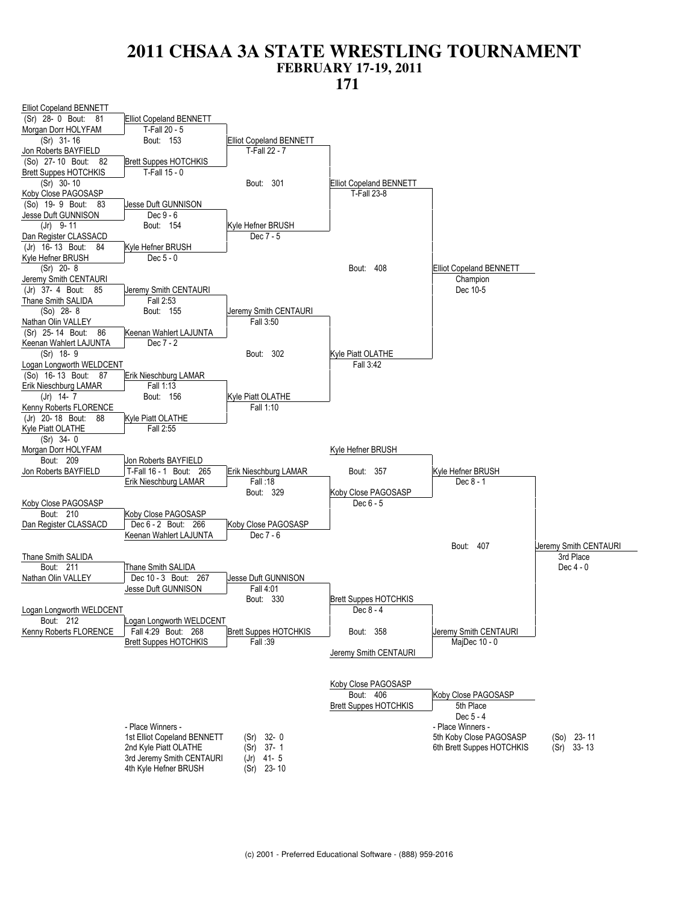# 2011 CHSAA 3A STATE WRESTLING TOURNAMENT

## FEBRUARY 17-19, 2011

## 171

### Championship Bracket

**First Round**

- Bout 81: Elliot Copeland BENNETT (Sr) 28- 0 vs. Morgan Dorr HOLYFAM (Sr) 31- 16 — Elliot Copeland BENNETT, T-Fall 20 - 5
- Bout 82: Jon Roberts BAYFIELD (So) 27- 10 vs. Brett Suppes HOTCHKIS (Sr) 30- 10 — Brett Suppes HOTCHKIS, T-Fall 15 - 0
- Bout 83: Koby Close PAGOSASP (So) 19- 9 vs. Jesse Duft GUNNISON (Jr) 9- 11 — Jesse Duft GUNNISON, Dec 9 - 6
- Bout 84: Dan Register CLASSACD (Jr) 16- 13 vs. Kyle Hefner BRUSH (Sr) 20- 8 — Kyle Hefner BRUSH, Dec 5 - 0
- Bout 85: Jeremy Smith CENTAURI (Jr) 37- 4 vs. Thane Smith SALIDA (So) 28- 8 — Jeremy Smith CENTAURI, Fall 2:53
- Bout 86: Nathan Olin VALLEY (Sr) 25- 14 vs. Keenan Wahlert LAJUNTA (Sr) 18- 9 — Keenan Wahlert LAJUNTA, Dec 7 - 2
- Bout 87: Logan Longworth WELDCENT (So) 16- 13 vs. Erik Nieschburg LAMAR (Jr) 14- 7 — Erik Nieschburg LAMAR, Fall 1:13
- Bout 88: Kenny Roberts FLORENCE (Jr) 20- 18 vs. Kyle Piatt OLATHE (Sr) 34- 0 — Kyle Piatt OLATHE, Fall 2:55

**Quarterfinals**

- Bout 153: Elliot Copeland BENNETT vs. Brett Suppes HOTCHKIS — Elliot Copeland BENNETT, T-Fall 22 - 7
- Bout 154: Jesse Duft GUNNISON vs. Kyle Hefner BRUSH — Kyle Hefner BRUSH, Dec 7 - 5
- Bout 155: Jeremy Smith CENTAURI vs. Keenan Wahlert LAJUNTA — Jeremy Smith CENTAURI, Fall 3:50
- Bout 156: Erik Nieschburg LAMAR vs. Kyle Piatt OLATHE — Kyle Piatt OLATHE, Fall 1:10

**Semifinals**

- Bout 301: Elliot Copeland BENNETT vs. Kyle Hefner BRUSH — Elliot Copeland BENNETT, T-Fall 23-8
- Bout 302: Jeremy Smith CENTAURI vs. Kyle Piatt OLATHE — Kyle Piatt OLATHE, Fall 3:42

**Final**

- Bout 408: Elliot Copeland BENNETT vs. Kyle Piatt OLATHE — Elliot Copeland BENNETT, Champion, Dec 10-5

### Consolation Bracket

- Bout 209: Morgan Dorr HOLYFAM vs. Jon Roberts BAYFIELD — Jon Roberts BAYFIELD
- Bout 210: Koby Close PAGOSASP vs. Dan Register CLASSACD — Koby Close PAGOSASP
- Bout 211: Thane Smith SALIDA vs. Nathan Olin VALLEY — Thane Smith SALIDA
- Bout 212: Logan Longworth WELDCENT vs. Kenny Roberts FLORENCE — Logan Longworth WELDCENT
- Bout 265: Jon Roberts BAYFIELD vs. Erik Nieschburg LAMAR — Erik Nieschburg LAMAR, T-Fall 16 - 1
- Bout 266: Koby Close PAGOSASP vs. Keenan Wahlert LAJUNTA — Koby Close PAGOSASP, Dec 6 - 2
- Bout 267: Thane Smith SALIDA vs. Jesse Duft GUNNISON — Jesse Duft GUNNISON, Dec 10 - 3
- Bout 268: Logan Longworth WELDCENT vs. Brett Suppes HOTCHKIS — Brett Suppes HOTCHKIS, Fall 4:29
- Bout 329: Erik Nieschburg LAMAR vs. Koby Close PAGOSASP — Koby Close PAGOSASP, Fall :18 / Dec 7 - 6
- Bout 330: Jesse Duft GUNNISON vs. Brett Suppes HOTCHKIS — Brett Suppes HOTCHKIS, Fall 4:01 / Fall :39
- Bout 357: Kyle Hefner BRUSH vs. Koby Close PAGOSASP — Kyle Hefner BRUSH, Dec 6 - 5
- Bout 358: Brett Suppes HOTCHKIS vs. Jeremy Smith CENTAURI — Jeremy Smith CENTAURI, Dec 8 - 4
- Bout 407 (3rd Place): Kyle Hefner BRUSH (Dec 8 - 1) vs. Jeremy Smith CENTAURI (MajDec 10 - 0) — Jeremy Smith CENTAURI, 3rd Place, Dec 4 - 0
- Bout 406 (5th Place): Koby Close PAGOSASP vs. Brett Suppes HOTCHKIS — Koby Close PAGOSASP, 5th Place, Dec 5 - 4

### - Place Winners -

| Place | Wrestler | Record |
|---|---|---|
| 1st | Elliot Copeland BENNETT | (Sr) 32- 0 |
| 2nd | Kyle Piatt OLATHE | (Sr) 37- 1 |
| 3rd | Jeremy Smith CENTAURI | (Jr) 41- 5 |
| 4th | Kyle Hefner BRUSH | (Sr) 23- 10 |
| 5th | Koby Close PAGOSASP | (So) 23- 11 |
| 6th | Brett Suppes HOTCHKIS | (Sr) 33- 13 |

(c) 2001 - Preferred Educational Software - (888) 959-2016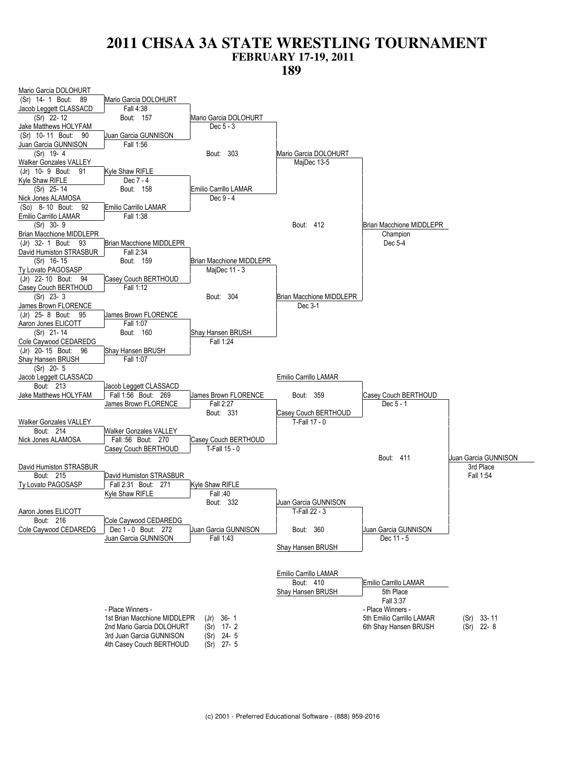# 2011 CHSAA 3A STATE WRESTLING TOURNAMENT

## FEBRUARY 17-19, 2011

## 189

### Championship Bracket

**First Round**

| Bout | Wrestler 1 | Wrestler 2 | Winner | Result |
|---|---|---|---|---|
| 89 | Mario Garcia DOLOHURT (Sr) 14- 1 | Jacob Leggett CLASSACD (Sr) 22- 12 | Mario Garcia DOLOHURT | Fall 4:38 |
| 90 | Jake Matthews HOLYFAM (Sr) 10- 11 | Juan Garcia GUNNISON (Sr) 19- 4 | Juan Garcia GUNNISON | Fall 1:56 |
| 91 | Walker Gonzales VALLEY (Jr) 10- 9 | Kyle Shaw RIFLE (Sr) 25- 14 | Kyle Shaw RIFLE | Dec 7 - 4 |
| 92 | Nick Jones ALAMOSA (So) 8- 10 | Emilio Carrillo LAMAR (Sr) 30- 9 | Emilio Carrillo LAMAR | Fall 1:38 |
| 93 | Brian Macchione MIDDLEPR (Jr) 32- 1 | David Humiston STRASBUR (Sr) 16- 15 | Brian Macchione MIDDLEPR | Fall 2:34 |
| 94 | Ty Lovato PAGOSASP (Jr) 22- 10 | Casey Couch BERTHOUD (Sr) 23- 3 | Casey Couch BERTHOUD | Fall 1:12 |
| 95 | James Brown FLORENCE (Jr) 25- 8 | Aaron Jones ELICOTT (Sr) 21- 14 | James Brown FLORENCE | Fall 1:07 |
| 96 | Cole Caywood CEDAREDG (Jr) 20- 15 | Shay Hansen BRUSH (Sr) 20- 5 | Shay Hansen BRUSH | Fall 1:07 |

**Quarterfinals**

| Bout | Winner | Result |
|---|---|---|
| 157 | Mario Garcia DOLOHURT | Dec 5 - 3 |
| 158 | Emilio Carrillo LAMAR | Dec 9 - 4 |
| 159 | Brian Macchione MIDDLEPR | MajDec 11 - 3 |
| 160 | Shay Hansen BRUSH | Fall 1:24 |

**Semifinals**

| Bout | Winner | Result |
|---|---|---|
| 303 | Mario Garcia DOLOHURT | MajDec 13-5 |
| 304 | Brian Macchione MIDDLEPR | Dec 3-1 |

**Finals**

| Bout | Winner | Result |
|---|---|---|
| 412 | Brian Macchione MIDDLEPR — Champion | Dec 5-4 |

### Consolation Bracket

| Bout | Wrestler 1 | Wrestler 2 | Winner | Result |
|---|---|---|---|---|
| 213 | Jacob Leggett CLASSACD | Jake Matthews HOLYFAM | Jacob Leggett CLASSACD | |
| 214 | Walker Gonzales VALLEY | Nick Jones ALAMOSA | Walker Gonzales VALLEY | |
| 215 | David Humiston STRASBUR | Ty Lovato PAGOSASP | David Humiston STRASBUR | |
| 216 | Aaron Jones ELICOTT | Cole Caywood CEDAREDG | Cole Caywood CEDAREDG | |
| 269 | Jacob Leggett CLASSACD | James Brown FLORENCE | Jacob Leggett CLASSACD | Fall 1:56 |
| 270 | Walker Gonzales VALLEY | Casey Couch BERTHOUD | Walker Gonzales VALLEY | Fall :56 |
| 271 | David Humiston STRASBUR | Kyle Shaw RIFLE | David Humiston STRASBUR | Fall 2:31 |
| 272 | Cole Caywood CEDAREDG | Juan Garcia GUNNISON | Cole Caywood CEDAREDG | Dec 1 - 0 |
| 331 | | | James Brown FLORENCE | Fall 2:27 |
| | | | Casey Couch BERTHOUD | T-Fall 15 - 0 |
| 332 | | | Kyle Shaw RIFLE | Fall :40 |
| | | | Juan Garcia GUNNISON | Fall 1:43 |
| 359 | Emilio Carrillo LAMAR | Casey Couch BERTHOUD | Casey Couch BERTHOUD | T-Fall 17 - 0 |
| 360 | Juan Garcia GUNNISON | Shay Hansen BRUSH | Juan Garcia GUNNISON | T-Fall 22 - 3 |
| | | | Casey Couch BERTHOUD | Dec 5 - 1 |
| | | | Juan Garcia GUNNISON | Dec 11 - 5 |
| 411 | Casey Couch BERTHOUD | Juan Garcia GUNNISON | Juan Garcia GUNNISON — 3rd Place | Fall 1:54 |
| 410 | Emilio Carrillo LAMAR | Shay Hansen BRUSH | Emilio Carrillo LAMAR — 5th Place | Fall 3:37 |

### - Place Winners -

| Place | Wrestler | Year | Record |
|---|---|---|---|
| 1st | Brian Macchione MIDDLEPR | (Jr) | 36- 1 |
| 2nd | Mario Garcia DOLOHURT | (Sr) | 17- 2 |
| 3rd | Juan Garcia GUNNISON | (Sr) | 24- 5 |
| 4th | Casey Couch BERTHOUD | (Sr) | 27- 5 |
| 5th | Emilio Carrillo LAMAR | (Sr) | 33- 11 |
| 6th | Shay Hansen BRUSH | (Sr) | 22- 8 |

(c) 2001 - Preferred Educational Software - (888) 959-2016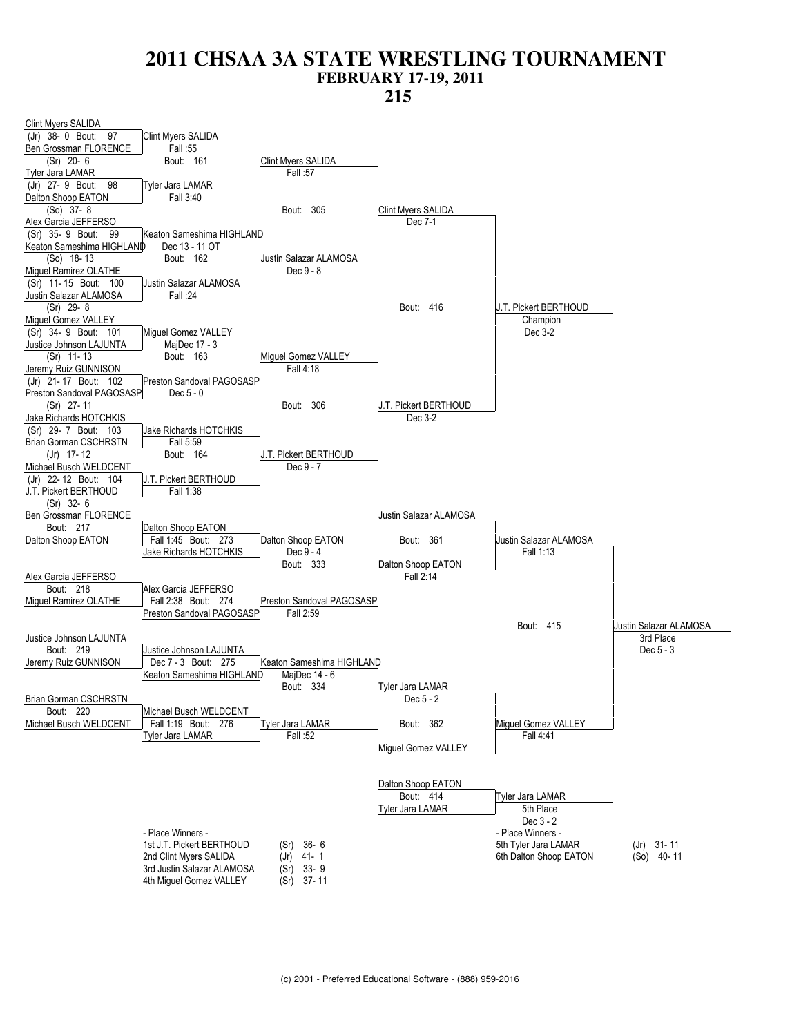# 2011 CHSAA 3A STATE WRESTLING TOURNAMENT

## FEBRUARY 17-19, 2011

## 215

### Championship Bracket

**First Round**

- Bout: 97 — Clint Myers SALIDA (Jr) 38-0 vs. Ben Grossman FLORENCE (Sr) 20-6 — Winner: Clint Myers SALIDA, Fall :55
- Bout: 98 — Tyler Jara LAMAR (Jr) 27-9 vs. Dalton Shoop EATON (So) 37-8 — Winner: Tyler Jara LAMAR, Fall 3:40
- Bout: 99 — Alex Garcia JEFFERSO (Sr) 35-9 vs. Keaton Sameshima HIGHLAND (So) 18-13 — Winner: Keaton Sameshima HIGHLAND, Dec 13 - 11 OT
- Bout: 100 — Miguel Ramirez OLATHE (Sr) 11-15 vs. Justin Salazar ALAMOSA (Sr) 29-8 — Winner: Justin Salazar ALAMOSA, Fall :24
- Bout: 101 — Miguel Gomez VALLEY (Sr) 34-9 vs. Justice Johnson LAJUNTA (Sr) 11-13 — Winner: Miguel Gomez VALLEY, MajDec 17 - 3
- Bout: 102 — Jeremy Ruiz GUNNISON (Jr) 21-17 vs. Preston Sandoval PAGOSASP (Sr) 27-11 — Winner: Preston Sandoval PAGOSASP, Dec 5 - 0
- Bout: 103 — Jake Richards HOTCHKIS (Sr) 29-7 vs. Brian Gorman CSCHRSTN (Jr) 17-12 — Winner: Jake Richards HOTCHKIS, Fall 5:59
- Bout: 104 — Michael Busch WELDCENT (Jr) 22-12 vs. J.T. Pickert BERTHOUD (Sr) 32-6 — Winner: J.T. Pickert BERTHOUD, Fall 1:38

**Quarterfinals**

- Bout: 161 — Clint Myers SALIDA def. Tyler Jara LAMAR, Fall :57
- Bout: 162 — Justin Salazar ALAMOSA def. Keaton Sameshima HIGHLAND, Dec 9 - 8
- Bout: 163 — Miguel Gomez VALLEY def. Preston Sandoval PAGOSASP, Fall 4:18
- Bout: 164 — J.T. Pickert BERTHOUD def. Jake Richards HOTCHKIS, Dec 9 - 7

**Semifinals**

- Bout: 305 — Clint Myers SALIDA def. Justin Salazar ALAMOSA, Dec 7-1
- Bout: 306 — J.T. Pickert BERTHOUD def. Miguel Gomez VALLEY, Dec 3-2

**Final**

- Bout: 416 — J.T. Pickert BERTHOUD, Champion, Dec 3-2

### Consolation Bracket

- Bout: 217 — Ben Grossman FLORENCE vs. Dalton Shoop EATON — Winner: Dalton Shoop EATON, Fall 1:45
- Bout: 218 — Alex Garcia JEFFERSO vs. Miguel Ramirez OLATHE — Winner: Alex Garcia JEFFERSO, Fall 2:38
- Bout: 219 — Justice Johnson LAJUNTA vs. Jeremy Ruiz GUNNISON — Winner: Justice Johnson LAJUNTA, Dec 7 - 3
- Bout: 220 — Brian Gorman CSCHRSTN vs. Michael Busch WELDCENT — Winner: Michael Busch WELDCENT, Fall 1:19
- Bout: 273 — Dalton Shoop EATON vs. Jake Richards HOTCHKIS — Winner: Dalton Shoop EATON, Dec 9 - 4
- Bout: 274 — Alex Garcia JEFFERSO vs. Preston Sandoval PAGOSASP — Winner: Preston Sandoval PAGOSASP, Fall 2:59
- Bout: 275 — Justice Johnson LAJUNTA vs. Keaton Sameshima HIGHLAND — Winner: Keaton Sameshima HIGHLAND, MajDec 14 - 6
- Bout: 276 — Michael Busch WELDCENT vs. Tyler Jara LAMAR — Winner: Tyler Jara LAMAR, Fall :52
- Bout: 333 — Dalton Shoop EATON vs. Preston Sandoval PAGOSASP — Winner: Dalton Shoop EATON, Fall 2:14
- Bout: 334 — Keaton Sameshima HIGHLAND vs. Tyler Jara LAMAR — Winner: Tyler Jara LAMAR, Dec 5 - 2
- Bout: 361 — Justin Salazar ALAMOSA vs. Dalton Shoop EATON — Winner: Justin Salazar ALAMOSA, Fall 1:13
- Bout: 362 — Tyler Jara LAMAR vs. Miguel Gomez VALLEY — Winner: Miguel Gomez VALLEY, Fall 4:41
- Bout: 415 — Justin Salazar ALAMOSA vs. Miguel Gomez VALLEY — Justin Salazar ALAMOSA, 3rd Place, Dec 5 - 3
- Bout: 414 — Dalton Shoop EATON vs. Tyler Jara LAMAR — Tyler Jara LAMAR, 5th Place, Dec 3 - 2

### - Place Winners -

| Place | Name | Year | Record |
| --- | --- | --- | --- |
| 1st | J.T. Pickert BERTHOUD | (Sr) | 36- 6 |
| 2nd | Clint Myers SALIDA | (Jr) | 41- 1 |
| 3rd | Justin Salazar ALAMOSA | (Sr) | 33- 9 |
| 4th | Miguel Gomez VALLEY | (Sr) | 37- 11 |
| 5th | Tyler Jara LAMAR | (Jr) | 31- 11 |
| 6th | Dalton Shoop EATON | (So) | 40- 11 |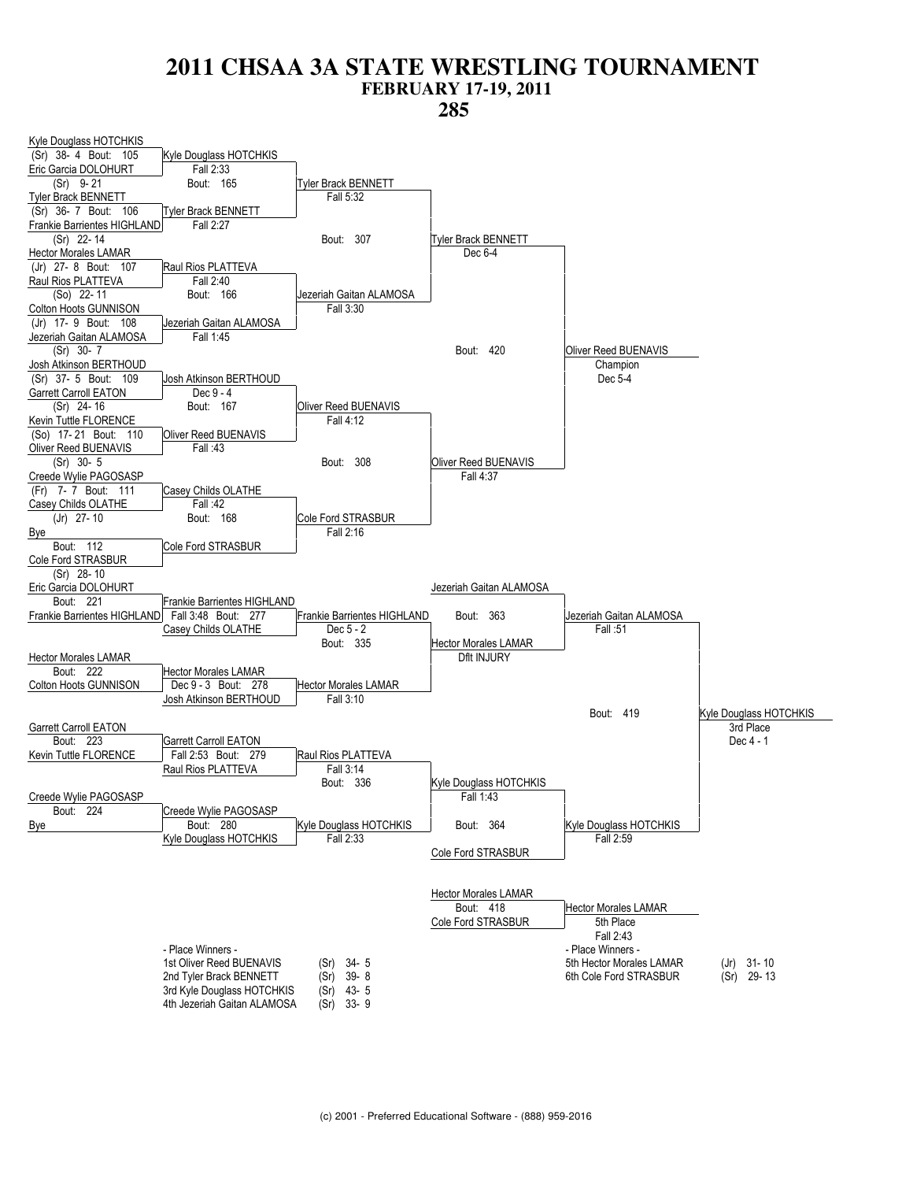# 2011 CHSAA 3A STATE WRESTLING TOURNAMENT

## FEBRUARY 17-19, 2011

## 285

Kyle Douglass HOTCHKIS
(Sr) 38- 4 Bout: 105
Eric Garcia DOLOHURT
(Sr) 9- 21
Tyler Brack BENNETT
(Sr) 36- 7 Bout: 106
Frankie Barrientes HIGHLAND
(Sr) 22- 14
Hector Morales LAMAR
(Jr) 27- 8 Bout: 107
Raul Rios PLATTEVA
(So) 22- 11
Colton Hoots GUNNISON
(Jr) 17- 9 Bout: 108
Jezeriah Gaitan ALAMOSA
(Sr) 30- 7
Josh Atkinson BERTHOUD
(Sr) 37- 5 Bout: 109
Garrett Carroll EATON
(Sr) 24- 16
Kevin Tuttle FLORENCE
(So) 17- 21 Bout: 110
Oliver Reed BUENAVIS
(Sr) 30- 5
Creede Wylie PAGOSASP
(Fr) 7- 7 Bout: 111
Casey Childs OLATHE
(Jr) 27- 10
Bye
Bout: 112
Cole Ford STRASBUR
(Sr) 28- 10

Kyle Douglass HOTCHKIS
Fall 2:33
Bout: 165
Tyler Brack BENNETT
Fall 2:27
Raul Rios PLATTEVA
Fall 2:40
Bout: 166
Jezeriah Gaitan ALAMOSA
Fall 1:45
Josh Atkinson BERTHOUD
Dec 9 - 4
Bout: 167
Oliver Reed BUENAVIS
Fall :43
Casey Childs OLATHE
Fall :42
Bout: 168
Cole Ford STRASBUR

Tyler Brack BENNETT
Fall 5:32
Bout: 307
Jezeriah Gaitan ALAMOSA
Fall 3:30
Oliver Reed BUENAVIS
Fall 4:12
Bout: 308
Cole Ford STRASBUR
Fall 2:16

Tyler Brack BENNETT
Dec 6-4
Bout: 420
Oliver Reed BUENAVIS
Fall 4:37

Oliver Reed BUENAVIS
Champion
Dec 5-4

Eric Garcia DOLOHURT
Bout: 221
Frankie Barrientes HIGHLAND
Hector Morales LAMAR
Bout: 222
Colton Hoots GUNNISON
Garrett Carroll EATON
Bout: 223
Kevin Tuttle FLORENCE
Creede Wylie PAGOSASP
Bout: 224
Bye

Frankie Barrientes HIGHLAND
Fall 3:48 Bout: 277
Casey Childs OLATHE
Hector Morales LAMAR
Dec 9 - 3 Bout: 278
Josh Atkinson BERTHOUD
Garrett Carroll EATON
Fall 2:53 Bout: 279
Raul Rios PLATTEVA
Creede Wylie PAGOSASP
Bout: 280
Kyle Douglass HOTCHKIS

Frankie Barrientes HIGHLAND
Dec 5 - 2
Bout: 335
Hector Morales LAMAR
Fall 3:10
Raul Rios PLATTEVA
Fall 3:14
Bout: 336
Kyle Douglass HOTCHKIS
Fall 2:33

Jezeriah Gaitan ALAMOSA
Bout: 363
Hector Morales LAMAR
Dflt INJURY
Kyle Douglass HOTCHKIS
Fall 1:43
Bout: 364
Cole Ford STRASBUR

Jezeriah Gaitan ALAMOSA
Fall :51
Bout: 419
Kyle Douglass HOTCHKIS
Fall 2:59

Kyle Douglass HOTCHKIS
3rd Place
Dec 4 - 1

Hector Morales LAMAR
Bout: 418
Cole Ford STRASBUR

Hector Morales LAMAR
5th Place
Fall 2:43

- Place Winners -

| | | |
|---|---|---|
| 1st | Oliver Reed BUENAVIS | (Sr) 34- 5 |
| 2nd | Tyler Brack BENNETT | (Sr) 39- 8 |
| 3rd | Kyle Douglass HOTCHKIS | (Sr) 43- 5 |
| 4th | Jezeriah Gaitan ALAMOSA | (Sr) 33- 9 |
| 5th | Hector Morales LAMAR | (Jr) 31- 10 |
| 6th | Cole Ford STRASBUR | (Sr) 29- 13 |